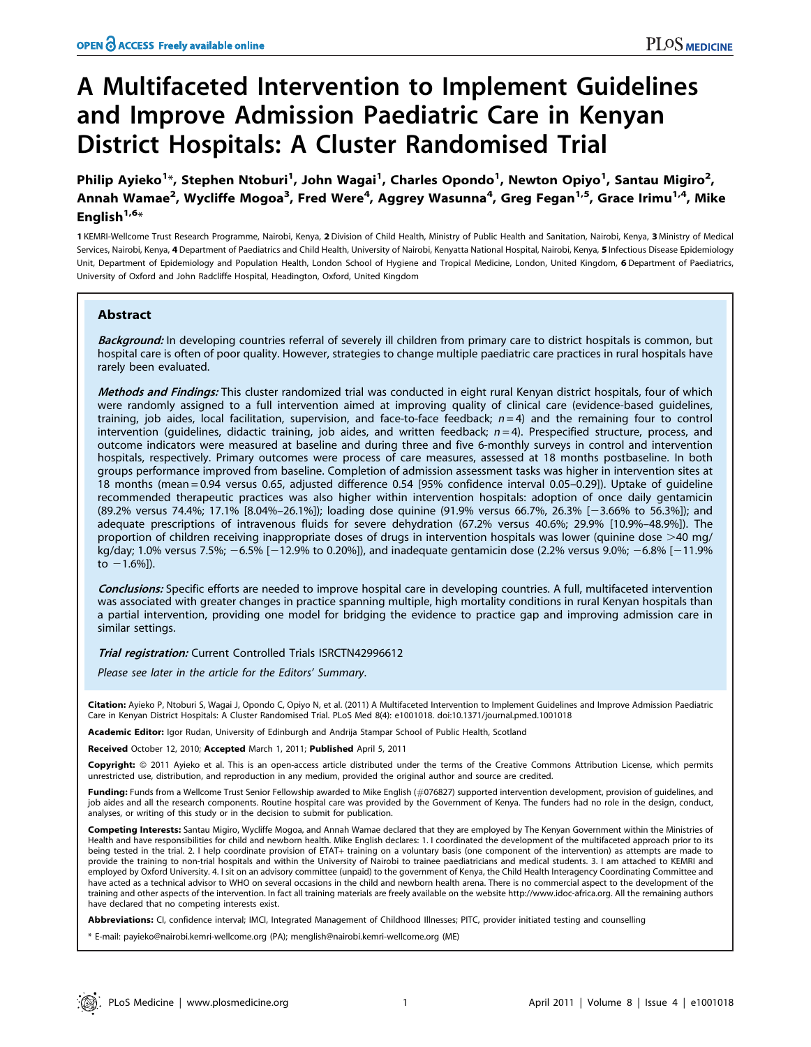# A Multifaceted Intervention to Implement Guidelines and Improve Admission Paediatric Care in Kenyan District Hospitals: A Cluster Randomised Trial

**Philip Ayieko[1]*, Stephen Ntoburi[1], John Wagai[1], Charles Opondo[1], Newton Opiyo[1], Santau Migiro[2], Annah Wamae[2], Wycliffe Mogoa[3], Fred Were[4], Aggrey Wasunna[4], Greg Fegan[1,5], Grace Irimu[1,4], Mike English[1,6]***

1 KEMRI-Wellcome Trust Research Programme, Nairobi, Kenya, 2 Division of Child Health, Ministry of Public Health and Sanitation, Nairobi, Kenya, 3 Ministry of Medical Services, Nairobi, Kenya, 4 Department of Paediatrics and Child Health, University of Nairobi, Kenyatta National Hospital, Nairobi, Kenya, 5 Infectious Disease Epidemiology Unit, Department of Epidemiology and Population Health, London School of Hygiene and Tropical Medicine, London, United Kingdom, 6 Department of Paediatrics, University of Oxford and John Radcliffe Hospital, Headington, Oxford, United Kingdom

## Abstract

***Background:*** In developing countries referral of severely ill children from primary care to district hospitals is common, but hospital care is often of poor quality. However, strategies to change multiple paediatric care practices in rural hospitals have rarely been evaluated.

***Methods and Findings:*** This cluster randomized trial was conducted in eight rural Kenyan district hospitals, four of which were randomly assigned to a full intervention aimed at improving quality of clinical care (evidence-based guidelines, training, job aides, local facilitation, supervision, and face-to-face feedback; $n=4$) and the remaining four to control intervention (guidelines, didactic training, job aides, and written feedback; $n=4$). Prespecified structure, process, and outcome indicators were measured at baseline and during three and five 6-monthly surveys in control and intervention hospitals, respectively. Primary outcomes were process of care measures, assessed at 18 months postbaseline. In both groups performance improved from baseline. Completion of admission assessment tasks was higher in intervention sites at 18 months (mean = 0.94 versus 0.65, adjusted difference 0.54 [95% confidence interval 0.05–0.29]). Uptake of guideline recommended therapeutic practices was also higher within intervention hospitals: adoption of once daily gentamicin (89.2% versus 74.4%; 17.1% [8.04%–26.1%]); loading dose quinine (91.9% versus 66.7%, 26.3% [−3.66% to 56.3%]); and adequate prescriptions of intravenous fluids for severe dehydration (67.2% versus 40.6%; 29.9% [10.9%–48.9%]). The proportion of children receiving inappropriate doses of drugs in intervention hospitals was lower (quinine dose >40 mg/kg/day; 1.0% versus 7.5%; −6.5% [−12.9% to 0.20%]), and inadequate gentamicin dose (2.2% versus 9.0%; −6.8% [−11.9% to −1.6%]).

***Conclusions:*** Specific efforts are needed to improve hospital care in developing countries. A full, multifaceted intervention was associated with greater changes in practice spanning multiple, high mortality conditions in rural Kenyan hospitals than a partial intervention, providing one model for bridging the evidence to practice gap and improving admission care in similar settings.

***Trial registration:*** Current Controlled Trials ISRCTN42996612

*Please see later in the article for the Editors' Summary.*

**Citation:** Ayieko P, Ntoburi S, Wagai J, Opondo C, Opiyo N, et al. (2011) A Multifaceted Intervention to Implement Guidelines and Improve Admission Paediatric Care in Kenyan District Hospitals: A Cluster Randomised Trial. PLoS Med 8(4): e1001018. doi:10.1371/journal.pmed.1001018

**Academic Editor:** Igor Rudan, University of Edinburgh and Andrija Stampar School of Public Health, Scotland

**Received** October 12, 2010; **Accepted** March 1, 2011; **Published** April 5, 2011

**Copyright:** © 2011 Ayieko et al. This is an open-access article distributed under the terms of the Creative Commons Attribution License, which permits unrestricted use, distribution, and reproduction in any medium, provided the original author and source are credited.

**Funding:** Funds from a Wellcome Trust Senior Fellowship awarded to Mike English (#076827) supported intervention development, provision of guidelines, and job aides and all the research components. Routine hospital care was provided by the Government of Kenya. The funders had no role in the design, conduct, analyses, or writing of this study or in the decision to submit for publication.

**Competing Interests:** Santau Migiro, Wycliffe Mogoa, and Annah Wamae declared that they are employed by The Kenyan Government within the Ministries of Health and have responsibilities for child and newborn health. Mike English declares: 1. I coordinated the development of the multifaceted approach prior to its being tested in the trial. 2. I help coordinate provision of ETAT+ training on a voluntary basis (one component of the intervention) as attempts are made to provide the training to non-trial hospitals and within the University of Nairobi to trainee paediatricians and medical students. 3. I am attached to KEMRI and employed by Oxford University. 4. I sit on an advisory committee (unpaid) to the government of Kenya, the Child Health Interagency Coordinating Committee and have acted as a technical advisor to WHO on several occasions in the child and newborn health arena. There is no commercial aspect to the development of the training and other aspects of the intervention. In fact all training materials are freely available on the website http://www.idoc-africa.org. All the remaining authors have declared that no competing interests exist.

**Abbreviations:** CI, confidence interval; IMCI, Integrated Management of Childhood Illnesses; PITC, provider initiated testing and counselling

* E-mail: payieko@nairobi.kemri-wellcome.org (PA); menglish@nairobi.kemri-wellcome.org (ME)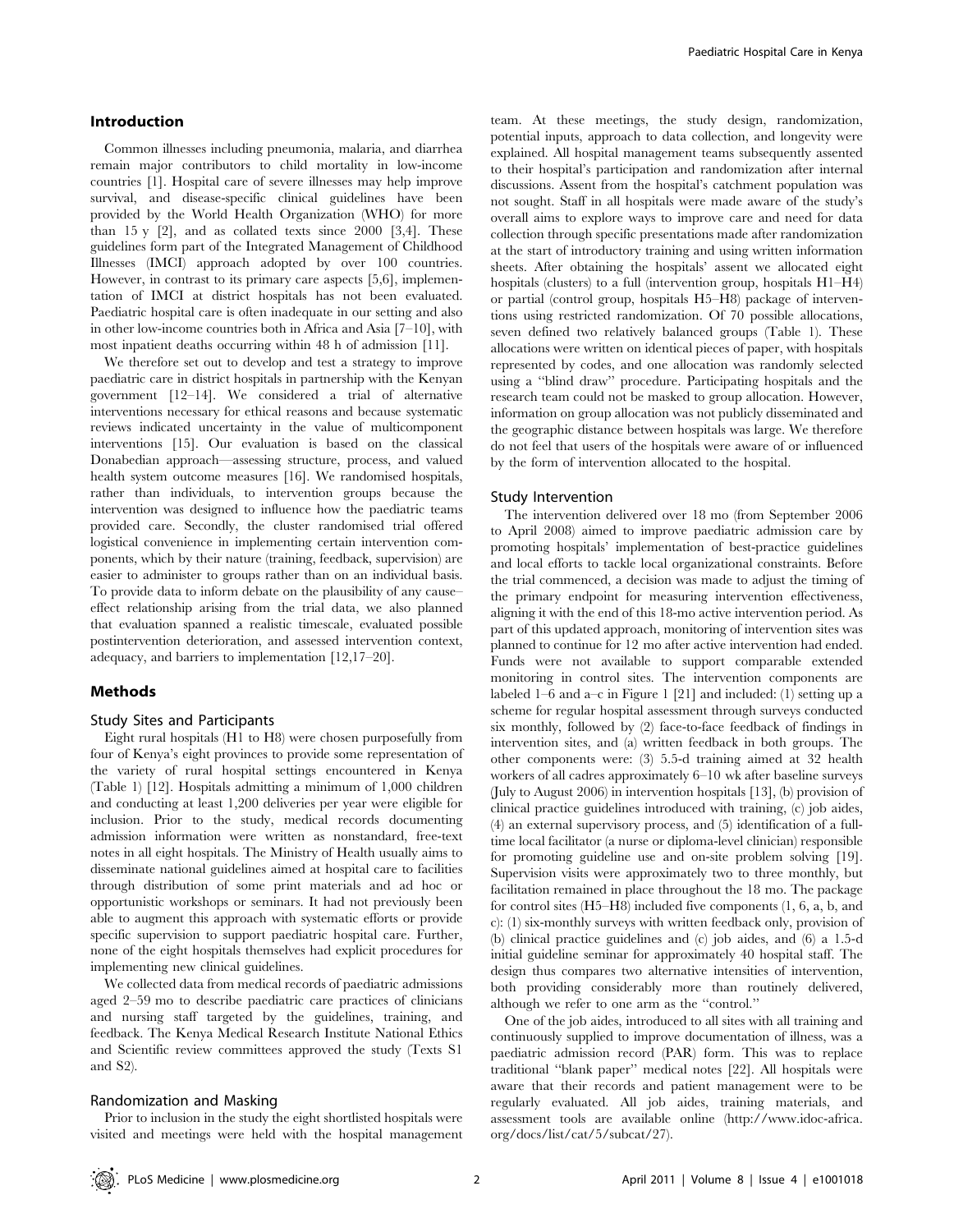## Introduction

Common illnesses including pneumonia, malaria, and diarrhea remain major contributors to child mortality in low-income countries [1]. Hospital care of severe illnesses may help improve survival, and disease-specific clinical guidelines have been provided by the World Health Organization (WHO) for more than 15 y [2], and as collated texts since 2000 [3,4]. These guidelines form part of the Integrated Management of Childhood Illnesses (IMCI) approach adopted by over 100 countries. However, in contrast to its primary care aspects [5,6], implementation of IMCI at district hospitals has not been evaluated. Paediatric hospital care is often inadequate in our setting and also in other low-income countries both in Africa and Asia [7–10], with most inpatient deaths occurring within 48 h of admission [11].

We therefore set out to develop and test a strategy to improve paediatric care in district hospitals in partnership with the Kenyan government [12–14]. We considered a trial of alternative interventions necessary for ethical reasons and because systematic reviews indicated uncertainty in the value of multicomponent interventions [15]. Our evaluation is based on the classical Donabedian approach—assessing structure, process, and valued health system outcome measures [16]. We randomised hospitals, rather than individuals, to intervention groups because the intervention was designed to influence how the paediatric teams provided care. Secondly, the cluster randomised trial offered logistical convenience in implementing certain intervention components, which by their nature (training, feedback, supervision) are easier to administer to groups rather than on an individual basis. To provide data to inform debate on the plausibility of any cause–effect relationship arising from the trial data, we also planned that evaluation spanned a realistic timescale, evaluated possible postintervention deterioration, and assessed intervention context, adequacy, and barriers to implementation [12,17–20].

## Methods

### Study Sites and Participants

Eight rural hospitals (H1 to H8) were chosen purposefully from four of Kenya's eight provinces to provide some representation of the variety of rural hospital settings encountered in Kenya (Table 1) [12]. Hospitals admitting a minimum of 1,000 children and conducting at least 1,200 deliveries per year were eligible for inclusion. Prior to the study, medical records documenting admission information were written as nonstandard, free-text notes in all eight hospitals. The Ministry of Health usually aims to disseminate national guidelines aimed at hospital care to facilities through distribution of some print materials and ad hoc or opportunistic workshops or seminars. It had not previously been able to augment this approach with systematic efforts or provide specific supervision to support paediatric hospital care. Further, none of the eight hospitals themselves had explicit procedures for implementing new clinical guidelines.

We collected data from medical records of paediatric admissions aged 2–59 mo to describe paediatric care practices of clinicians and nursing staff targeted by the guidelines, training, and feedback. The Kenya Medical Research Institute National Ethics and Scientific review committees approved the study (Texts S1 and S2).

### Randomization and Masking

Prior to inclusion in the study the eight shortlisted hospitals were visited and meetings were held with the hospital management team. At these meetings, the study design, randomization, potential inputs, approach to data collection, and longevity were explained. All hospital management teams subsequently assented to their hospital's participation and randomization after internal discussions. Assent from the hospital's catchment population was not sought. Staff in all hospitals were made aware of the study's overall aims to explore ways to improve care and need for data collection through specific presentations made after randomization at the start of introductory training and using written information sheets. After obtaining the hospitals' assent we allocated eight hospitals (clusters) to a full (intervention group, hospitals H1–H4) or partial (control group, hospitals H5–H8) package of interventions using restricted randomization. Of 70 possible allocations, seven defined two relatively balanced groups (Table 1). These allocations were written on identical pieces of paper, with hospitals represented by codes, and one allocation was randomly selected using a "blind draw" procedure. Participating hospitals and the research team could not be masked to group allocation. However, information on group allocation was not publicly disseminated and the geographic distance between hospitals was large. We therefore do not feel that users of the hospitals were aware of or influenced by the form of intervention allocated to the hospital.

### Study Intervention

The intervention delivered over 18 mo (from September 2006 to April 2008) aimed to improve paediatric admission care by promoting hospitals' implementation of best-practice guidelines and local efforts to tackle local organizational constraints. Before the trial commenced, a decision was made to adjust the timing of the primary endpoint for measuring intervention effectiveness, aligning it with the end of this 18-mo active intervention period. As part of this updated approach, monitoring of intervention sites was planned to continue for 12 mo after active intervention had ended. Funds were not available to support comparable extended monitoring in control sites. The intervention components are labeled 1–6 and a–c in Figure 1 [21] and included: (1) setting up a scheme for regular hospital assessment through surveys conducted six monthly, followed by (2) face-to-face feedback of findings in intervention sites, and (a) written feedback in both groups. The other components were: (3) 5.5-d training aimed at 32 health workers of all cadres approximately 6–10 wk after baseline surveys (July to August 2006) in intervention hospitals [13], (b) provision of clinical practice guidelines introduced with training, (c) job aides, (4) an external supervisory process, and (5) identification of a full-time local facilitator (a nurse or diploma-level clinician) responsible for promoting guideline use and on-site problem solving [19]. Supervision visits were approximately two to three monthly, but facilitation remained in place throughout the 18 mo. The package for control sites (H5–H8) included five components (1, 6, a, b, and c): (1) six-monthly surveys with written feedback only, provision of (b) clinical practice guidelines and (c) job aides, and (6) a 1.5-d initial guideline seminar for approximately 40 hospital staff. The design thus compares two alternative intensities of intervention, both providing considerably more than routinely delivered, although we refer to one arm as the "control."

One of the job aides, introduced to all sites with all training and continuously supplied to improve documentation of illness, was a paediatric admission record (PAR) form. This was to replace traditional "blank paper" medical notes [22]. All hospitals were aware that their records and patient management were to be regularly evaluated. All job aides, training materials, and assessment tools are available online (http://www.idoc-africa.org/docs/list/cat/5/subcat/27).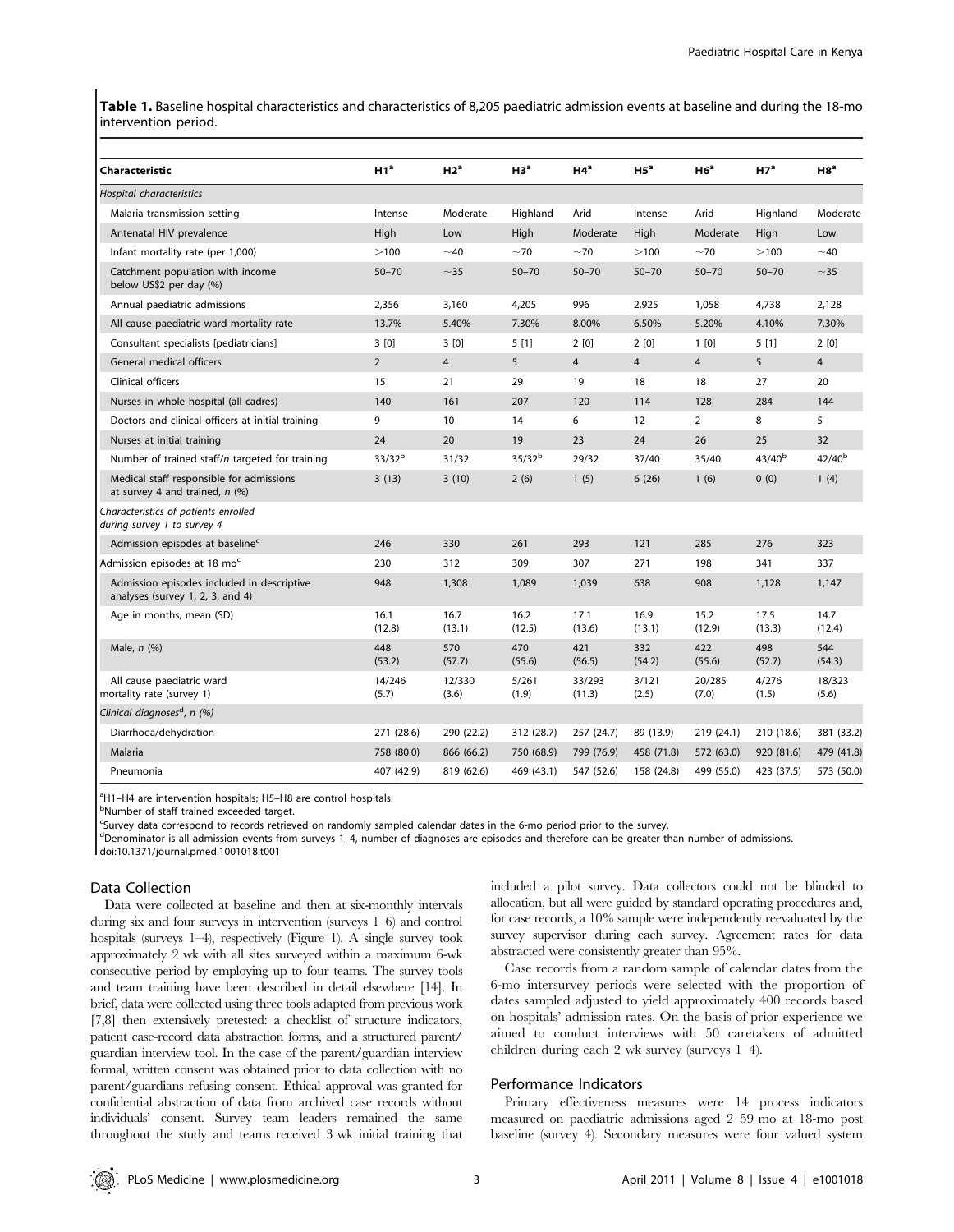**Table 1.** Baseline hospital characteristics and characteristics of 8,205 paediatric admission events at baseline and during the 18-mo intervention period.

| Characteristic | H1[a] | H2[a] | H3[a] | H4[a] | H5[a] | H6[a] | H7[a] | H8[a] |
|---|---|---|---|---|---|---|---|---|
| *Hospital characteristics* | | | | | | | | |
| Malaria transmission setting | Intense | Moderate | Highland | Arid | Intense | Arid | Highland | Moderate |
| Antenatal HIV prevalence | High | Low | High | Moderate | High | Moderate | High | Low |
| Infant mortality rate (per 1,000) | >100 | ~40 | ~70 | ~70 | >100 | ~70 | >100 | ~40 |
| Catchment population with income below US$2 per day (%) | 50–70 | ~35 | 50–70 | 50–70 | 50–70 | 50–70 | 50–70 | ~35 |
| Annual paediatric admissions | 2,356 | 3,160 | 4,205 | 996 | 2,925 | 1,058 | 4,738 | 2,128 |
| All cause paediatric ward mortality rate | 13.7% | 5.40% | 7.30% | 8.00% | 6.50% | 5.20% | 4.10% | 7.30% |
| Consultant specialists [pediatricians] | 3 [0] | 3 [0] | 5 [1] | 2 [0] | 2 [0] | 1 [0] | 5 [1] | 2 [0] |
| General medical officers | 2 | 4 | 5 | 4 | 4 | 4 | 5 | 4 |
| Clinical officers | 15 | 21 | 29 | 19 | 18 | 18 | 27 | 20 |
| Nurses in whole hospital (all cadres) | 140 | 161 | 207 | 120 | 114 | 128 | 284 | 144 |
| Doctors and clinical officers at initial training | 9 | 10 | 14 | 6 | 12 | 2 | 8 | 5 |
| Nurses at initial training | 24 | 20 | 19 | 23 | 24 | 26 | 25 | 32 |
| Number of trained staff/n targeted for training | 33/32[b] | 31/32 | 35/32[b] | 29/32 | 37/40 | 35/40 | 43/40[b] | 42/40[b] |
| Medical staff responsible for admissions at survey 4 and trained, *n* (%) | 3 (13) | 3 (10) | 2 (6) | 1 (5) | 6 (26) | 1 (6) | 0 (0) | 1 (4) |
| *Characteristics of patients enrolled during survey 1 to survey 4* | | | | | | | | |
| Admission episodes at baseline[c] | 246 | 330 | 261 | 293 | 121 | 285 | 276 | 323 |
| Admission episodes at 18 mo[c] | 230 | 312 | 309 | 307 | 271 | 198 | 341 | 337 |
| Admission episodes included in descriptive analyses (survey 1, 2, 3, and 4) | 948 | 1,308 | 1,089 | 1,039 | 638 | 908 | 1,128 | 1,147 |
| Age in months, mean (SD) | 16.1 (12.8) | 16.7 (13.1) | 16.2 (12.5) | 17.1 (13.6) | 16.9 (13.1) | 15.2 (12.9) | 17.5 (13.3) | 14.7 (12.4) |
| Male, *n* (%) | 448 (53.2) | 570 (57.7) | 470 (55.6) | 421 (56.5) | 332 (54.2) | 422 (55.6) | 498 (52.7) | 544 (54.3) |
| All cause paediatric ward mortality rate (survey 1) | 14/246 (5.7) | 12/330 (3.6) | 5/261 (1.9) | 33/293 (11.3) | 3/121 (2.5) | 20/285 (7.0) | 4/276 (1.5) | 18/323 (5.6) |
| *Clinical diagnoses[d], n (%)* | | | | | | | | |
| Diarrhoea/dehydration | 271 (28.6) | 290 (22.2) | 312 (28.7) | 257 (24.7) | 89 (13.9) | 219 (24.1) | 210 (18.6) | 381 (33.2) |
| Malaria | 758 (80.0) | 866 (66.2) | 750 (68.9) | 799 (76.9) | 458 (71.8) | 572 (63.0) | 920 (81.6) | 479 (41.8) |
| Pneumonia | 407 (42.9) | 819 (62.6) | 469 (43.1) | 547 (52.6) | 158 (24.8) | 499 (55.0) | 423 (37.5) | 573 (50.0) |

[a]H1–H4 are intervention hospitals; H5–H8 are control hospitals.
[b]Number of staff trained exceeded target.
[c]Survey data correspond to records retrieved on randomly sampled calendar dates in the 6-mo period prior to the survey.
[d]Denominator is all admission events from surveys 1–4, number of diagnoses are episodes and therefore can be greater than number of admissions.
doi:10.1371/journal.pmed.1001018.t001

### Data Collection

Data were collected at baseline and then at six-monthly intervals during six and four surveys in intervention (surveys 1–6) and control hospitals (surveys 1–4), respectively (Figure 1). A single survey took approximately 2 wk with all sites surveyed within a maximum 6-wk consecutive period by employing up to four teams. The survey tools and team training have been described in detail elsewhere [14]. In brief, data were collected using three tools adapted from previous work [7,8] then extensively pretested: a checklist of structure indicators, patient case-record data abstraction forms, and a structured parent/guardian interview tool. In the case of the parent/guardian interview formal, written consent was obtained prior to data collection with no parent/guardians refusing consent. Ethical approval was granted for confidential abstraction of data from archived case records without individuals' consent. Survey team leaders remained the same throughout the study and teams received 3 wk initial training that included a pilot survey. Data collectors could not be blinded to allocation, but all were guided by standard operating procedures and, for case records, a 10% sample were independently reevaluated by the survey supervisor during each survey. Agreement rates for data abstracted were consistently greater than 95%.

Case records from a random sample of calendar dates from the 6-mo intersurvey periods were selected with the proportion of dates sampled adjusted to yield approximately 400 records based on hospitals' admission rates. On the basis of prior experience we aimed to conduct interviews with 50 caretakers of admitted children during each 2 wk survey (surveys 1–4).

### Performance Indicators

Primary effectiveness measures were 14 process indicators measured on paediatric admissions aged 2–59 mo at 18-mo post baseline (survey 4). Secondary measures were four valued system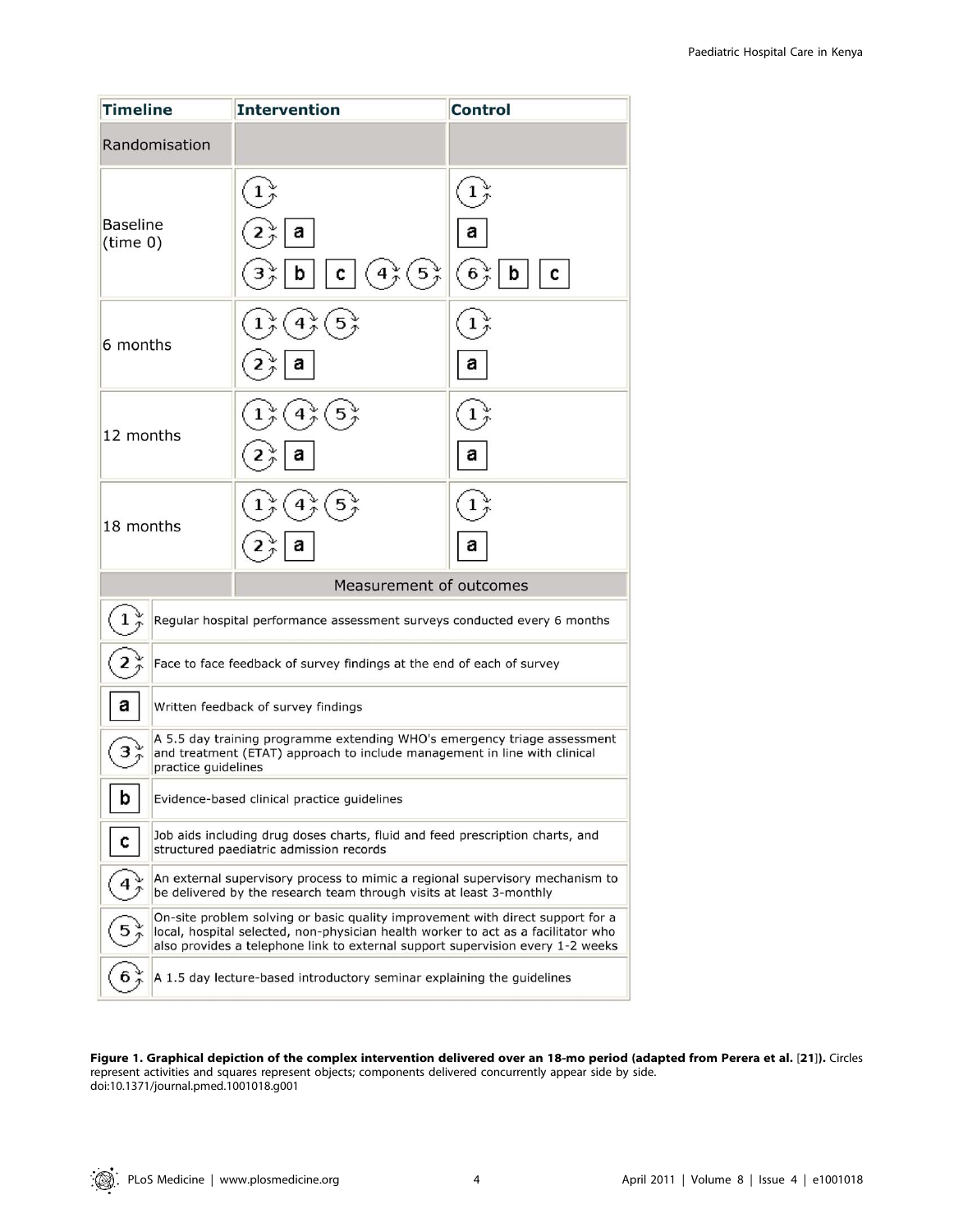| Timeline | Intervention | Control |
|---|---|---|
| Randomisation | | |
| Baseline (time 0) | (1) (2) [a] (3) [b] [c] (4) (5) | (1) [a] (6) [b] [c] |
| 6 months | (1) (4) (5) (2) [a] | (1) [a] |
| 12 months | (1) (4) (5) (2) [a] | (1) [a] |
| 18 months | (1) (4) (5) (2) [a] | (1) [a] |

**Measurement of outcomes**

| Symbol | Description |
|---|---|
| (1) | Regular hospital performance assessment surveys conducted every 6 months |
| (2) | Face to face feedback of survey findings at the end of each of survey |
| [a] | Written feedback of survey findings |
| (3) | A 5.5 day training programme extending WHO's emergency triage assessment and treatment (ETAT) approach to include management in line with clinical practice guidelines |
| [b] | Evidence-based clinical practice guidelines |
| [c] | Job aids including drug doses charts, fluid and feed prescription charts, and structured paediatric admission records |
| (4) | An external supervisory process to mimic a regional supervisory mechanism to be delivered by the research team through visits at least 3-monthly |
| (5) | On-site problem solving or basic quality improvement with direct support for a local, hospital selected, non-physician health worker to act as a facilitator who also provides a telephone link to external support supervision every 1-2 weeks |
| (6) | A 1.5 day lecture-based introductory seminar explaining the guidelines |

**Figure 1. Graphical depiction of the complex intervention delivered over an 18-mo period (adapted from Perera et al. [21]).** Circles represent activities and squares represent objects; components delivered concurrently appear side by side.
doi:10.1371/journal.pmed.1001018.g001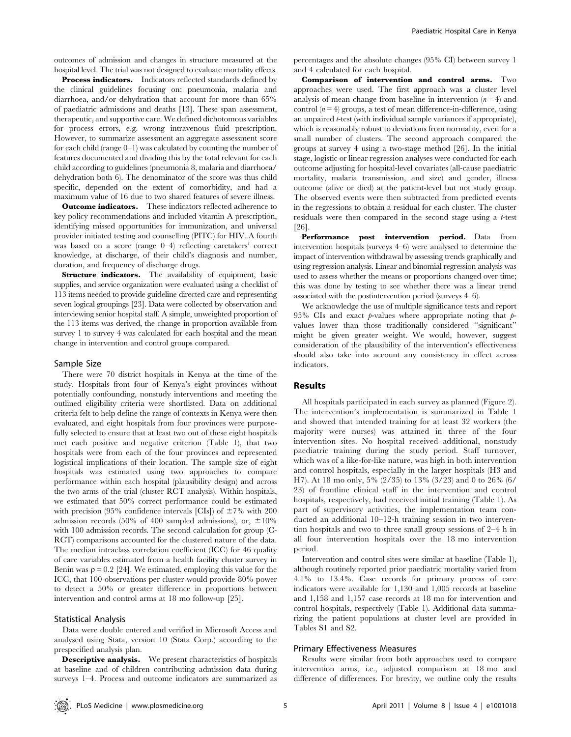outcomes of admission and changes in structure measured at the hospital level. The trial was not designed to evaluate mortality effects.

**Process indicators.** Indicators reflected standards defined by the clinical guidelines focusing on: pneumonia, malaria and diarrhoea, and/or dehydration that account for more than 65% of paediatric admissions and deaths [13]. These span assessment, therapeutic, and supportive care. We defined dichotomous variables for process errors, e.g. wrong intravenous fluid prescription. However, to summarize assessment an aggregate assessment score for each child (range 0–1) was calculated by counting the number of features documented and dividing this by the total relevant for each child according to guidelines (pneumonia 8, malaria and diarrhoea/dehydration both 6). The denominator of the score was thus child specific, depended on the extent of comorbidity, and had a maximum value of 16 due to two shared features of severe illness.

**Outcome indicators.** These indicators reflected adherence to key policy recommendations and included vitamin A prescription, identifying missed opportunities for immunization, and universal provider initiated testing and counselling (PITC) for HIV. A fourth was based on a score (range 0–4) reflecting caretakers' correct knowledge, at discharge, of their child's diagnosis and number, duration, and frequency of discharge drugs.

**Structure indicators.** The availability of equipment, basic supplies, and service organization were evaluated using a checklist of 113 items needed to provide guideline directed care and representing seven logical groupings [23]. Data were collected by observation and interviewing senior hospital staff. A simple, unweighted proportion of the 113 items was derived, the change in proportion available from survey 1 to survey 4 was calculated for each hospital and the mean change in intervention and control groups compared.

## Sample Size

There were 70 district hospitals in Kenya at the time of the study. Hospitals from four of Kenya's eight provinces without potentially confounding, nonstudy interventions and meeting the outlined eligibility criteria were shortlisted. Data on additional criteria felt to help define the range of contexts in Kenya were then evaluated, and eight hospitals from four provinces were purposefully selected to ensure that at least two out of these eight hospitals met each positive and negative criterion (Table 1), that two hospitals were from each of the four provinces and represented logistical implications of their location. The sample size of eight hospitals was estimated using two approaches to compare performance within each hospital (plausibility design) and across the two arms of the trial (cluster RCT analysis). Within hospitals, we estimated that 50% correct performance could be estimated with precision (95% confidence intervals [CIs]) of ±7% with 200 admission records (50% of 400 sampled admissions), or, ±10% with 100 admission records. The second calculation for group (C-RCT) comparisons accounted for the clustered nature of the data. The median intraclass correlation coefficient (ICC) for 46 quality of care variables estimated from a health facility cluster survey in Benin was $\rho = 0.2$ [24]. We estimated, employing this value for the ICC, that 100 observations per cluster would provide 80% power to detect a 50% or greater difference in proportions between intervention and control arms at 18 mo follow-up [25].

## Statistical Analysis

Data were double entered and verified in Microsoft Access and analysed using Stata, version 10 (Stata Corp.) according to the prespecified analysis plan.

**Descriptive analysis.** We present characteristics of hospitals at baseline and of children contributing admission data during surveys 1–4. Process and outcome indicators are summarized as percentages and the absolute changes (95% CI) between survey 1 and 4 calculated for each hospital.

**Comparison of intervention and control arms.** Two approaches were used. The first approach was a cluster level analysis of mean change from baseline in intervention ($n = 4$) and control ($n = 4$) groups, a test of mean difference-in-difference, using an unpaired *t*-test (with individual sample variances if appropriate), which is reasonably robust to deviations from normality, even for a small number of clusters. The second approach compared the groups at survey 4 using a two-stage method [26]. In the initial stage, logistic or linear regression analyses were conducted for each outcome adjusting for hospital-level covariates (all-cause paediatric mortality, malaria transmission, and size) and gender, illness outcome (alive or died) at the patient-level but not study group. The observed events were then subtracted from predicted events in the regressions to obtain a residual for each cluster. The cluster residuals were then compared in the second stage using a *t*-test [26].

**Performance post intervention period.** Data from intervention hospitals (surveys 4–6) were analysed to determine the impact of intervention withdrawal by assessing trends graphically and using regression analysis. Linear and binomial regression analysis was used to assess whether the means or proportions changed over time; this was done by testing to see whether there was a linear trend associated with the postintervention period (surveys 4–6).

We acknowledge the use of multiple significance tests and report 95% CIs and exact *p*-values where appropriate noting that *p*-values lower than those traditionally considered "significant" might be given greater weight. We would, however, suggest consideration of the plausibility of the intervention's effectiveness should also take into account any consistency in effect across indicators.

# Results

All hospitals participated in each survey as planned (Figure 2). The intervention's implementation is summarized in Table 1 and showed that intended training for at least 32 workers (the majority were nurses) was attained in three of the four intervention sites. No hospital received additional, nonstudy paediatric training during the study period. Staff turnover, which was of a like-for-like nature, was high in both intervention and control hospitals, especially in the larger hospitals (H3 and H7). At 18 mo only, 5% (2/35) to 13% (3/23) and 0 to 26% (6/23) of frontline clinical staff in the intervention and control hospitals, respectively, had received initial training (Table 1). As part of supervisory activities, the implementation team conducted an additional 10–12-h training session in two intervention hospitals and two to three small group sessions of 2–4 h in all four intervention hospitals over the 18 mo intervention period.

Intervention and control sites were similar at baseline (Table 1), although routinely reported prior paediatric mortality varied from 4.1% to 13.4%. Case records for primary process of care indicators were available for 1,130 and 1,005 records at baseline and 1,158 and 1,157 case records at 18 mo for intervention and control hospitals, respectively (Table 1). Additional data summarizing the patient populations at cluster level are provided in Tables S1 and S2.

## Primary Effectiveness Measures

Results were similar from both approaches used to compare intervention arms, i.e., adjusted comparison at 18 mo and difference of differences. For brevity, we outline only the results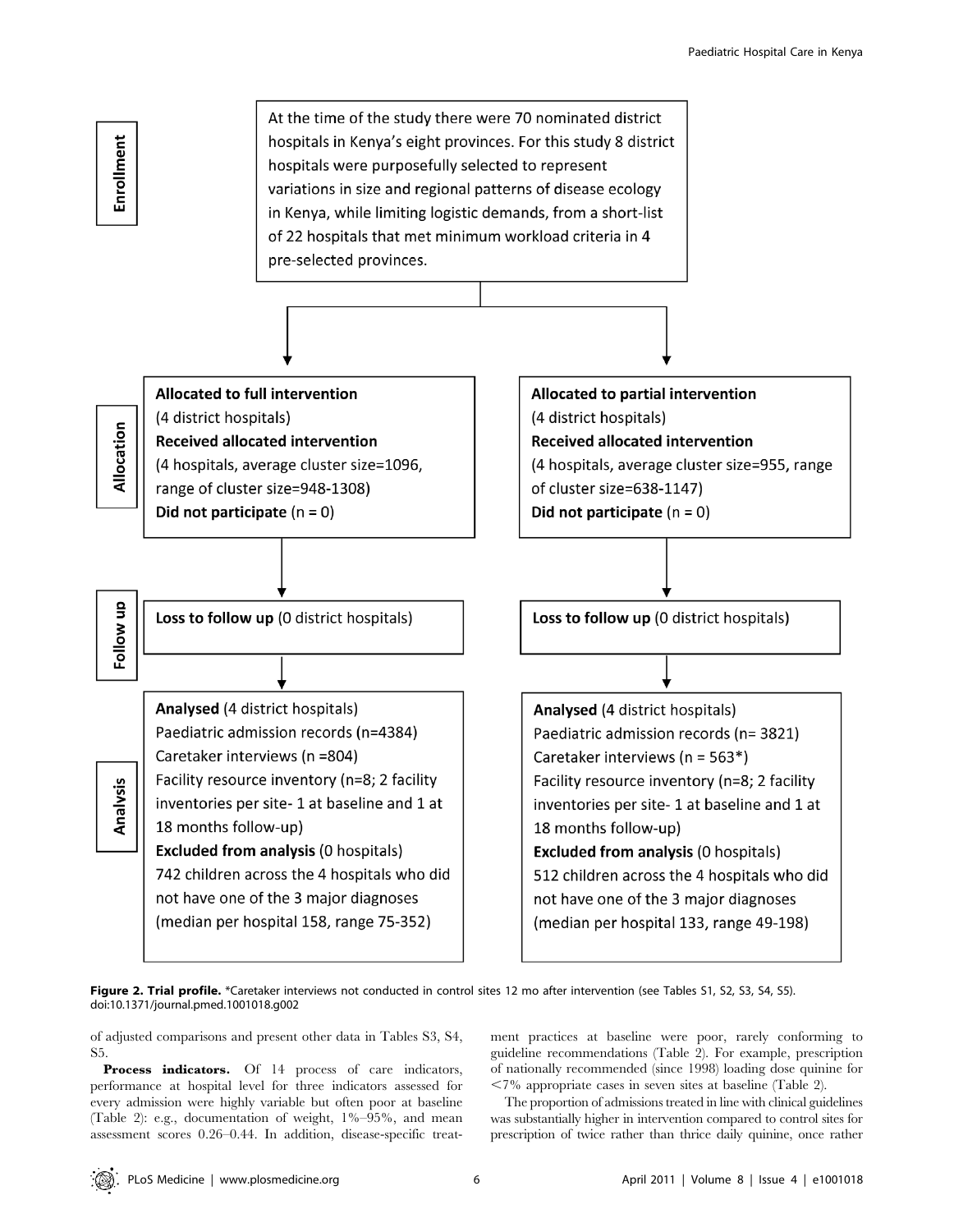**Enrollment**

At the time of the study there were 70 nominated district hospitals in Kenya's eight provinces. For this study 8 district hospitals were purposefully selected to represent variations in size and regional patterns of disease ecology in Kenya, while limiting logistic demands, from a short-list of 22 hospitals that met minimum workload criteria in 4 pre-selected provinces.

**Allocation**

| Full intervention | Partial intervention |
|---|---|
| **Allocated to full intervention** (4 district hospitals) | **Allocated to partial intervention** (4 district hospitals) |
| **Received allocated intervention** (4 hospitals, average cluster size=1096, range of cluster size=948-1308) | **Received allocated intervention** (4 hospitals, average cluster size=955, range of cluster size=638-1147) |
| **Did not participate** (n = 0) | **Did not participate** (n = 0) |

**Follow up**

| Full intervention | Partial intervention |
|---|---|
| **Loss to follow up** (0 district hospitals) | **Loss to follow up** (0 district hospitals) |

**Analysis**

| Full intervention | Partial intervention |
|---|---|
| **Analysed** (4 district hospitals) | **Analysed** (4 district hospitals) |
| Paediatric admission records (n=4384) | Paediatric admission records (n= 3821) |
| Caretaker interviews (n =804) | Caretaker interviews (n = 563*) |
| Facility resource inventory (n=8; 2 facility inventories per site- 1 at baseline and 1 at 18 months follow-up) | Facility resource inventory (n=8; 2 facility inventories per site- 1 at baseline and 1 at 18 months follow-up) |
| **Excluded from analysis** (0 hospitals) | **Excluded from analysis** (0 hospitals) |
| 742 children across the 4 hospitals who did not have one of the 3 major diagnoses (median per hospital 158, range 75-352) | 512 children across the 4 hospitals who did not have one of the 3 major diagnoses (median per hospital 133, range 49-198) |

**Figure 2. Trial profile.** *Caretaker interviews not conducted in control sites 12 mo after intervention (see Tables S1, S2, S3, S4, S5).
doi:10.1371/journal.pmed.1001018.g002

of adjusted comparisons and present other data in Tables S3, S4, S5.

**Process indicators.** Of 14 process of care indicators, performance at hospital level for three indicators assessed for every admission were highly variable but often poor at baseline (Table 2): e.g., documentation of weight, 1%–95%, and mean assessment scores 0.26–0.44. In addition, disease-specific treatment practices at baseline were poor, rarely conforming to guideline recommendations (Table 2). For example, prescription of nationally recommended (since 1998) loading dose quinine for <7% appropriate cases in seven sites at baseline (Table 2).

The proportion of admissions treated in line with clinical guidelines was substantially higher in intervention compared to control sites for prescription of twice rather than thrice daily quinine, once rather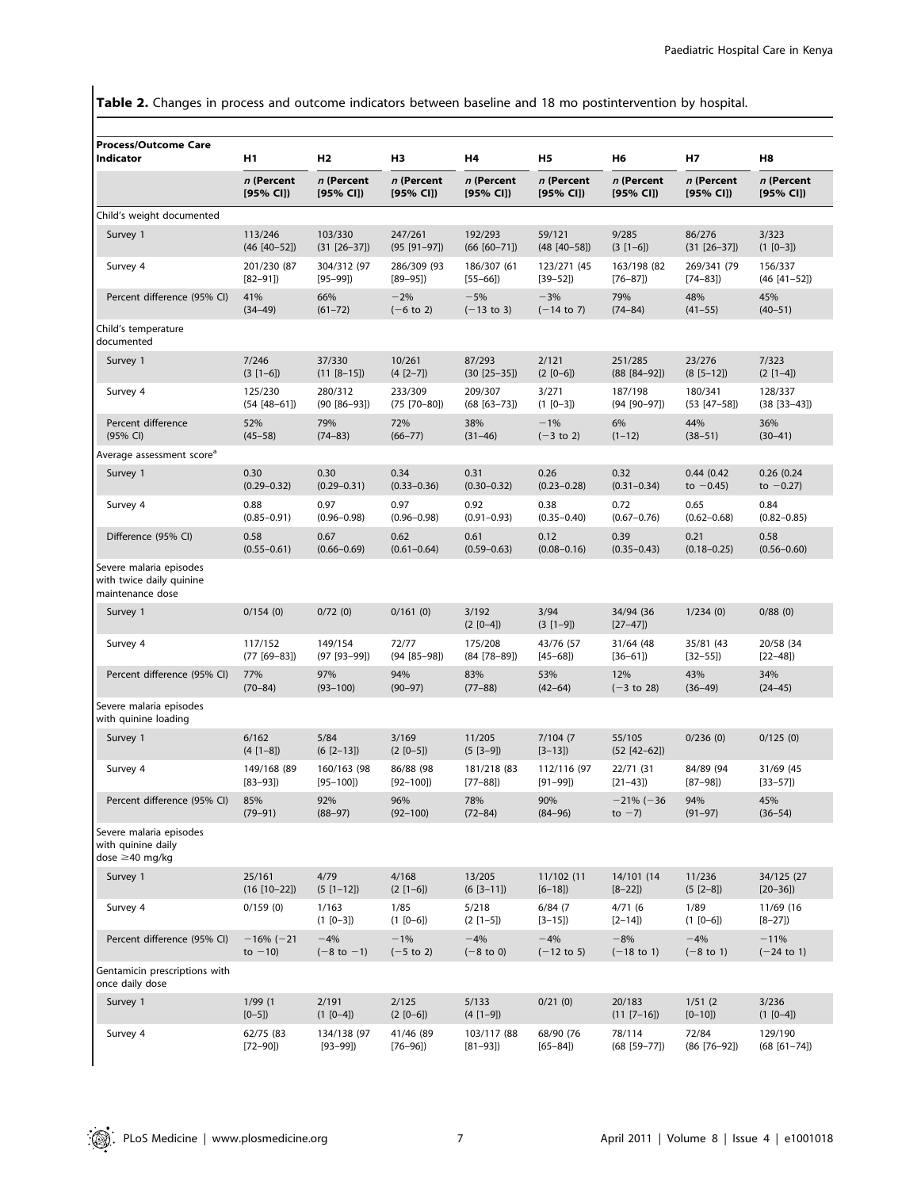**Table 2.** Changes in process and outcome indicators between baseline and 18 mo postintervention by hospital.

| Process/Outcome Care Indicator | H1 | H2 | H3 | H4 | H5 | H6 | H7 | H8 |
|---|---|---|---|---|---|---|---|---|
| | n (Percent [95% CI]) | n (Percent [95% CI]) | n (Percent [95% CI]) | n (Percent [95% CI]) | n (Percent [95% CI]) | n (Percent [95% CI]) | n (Percent [95% CI]) | n (Percent [95% CI]) |
| Child's weight documented | | | | | | | | |
| Survey 1 | 113/246 (46 [40–52]) | 103/330 (31 [26–37]) | 247/261 (95 [91–97]) | 192/293 (66 [60–71]) | 59/121 (48 [40–58]) | 9/285 (3 [1–6]) | 86/276 (31 [26–37]) | 3/323 (1 [0–3]) |
| Survey 4 | 201/230 (87 [82–91]) | 304/312 (97 [95–99]) | 286/309 (93 [89–95]) | 186/307 (61 [55–66]) | 123/271 (45 [39–52]) | 163/198 (82 [76–87]) | 269/341 (79 [74–83]) | 156/337 (46 [41–52]) |
| Percent difference (95% CI) | 41% (34–49) | 66% (61–72) | −2% (−6 to 2) | −5% (−13 to 3) | −3% (−14 to 7) | 79% (74–84) | 48% (41–55) | 45% (40–51) |
| Child's temperature documented | | | | | | | | |
| Survey 1 | 7/246 (3 [1–6]) | 37/330 (11 [8–15]) | 10/261 (4 [2–7]) | 87/293 (30 [25–35]) | 2/121 (2 [0–6]) | 251/285 (88 [84–92]) | 23/276 (8 [5–12]) | 7/323 (2 [1–4]) |
| Survey 4 | 125/230 (54 [48–61]) | 280/312 (90 [86–93]) | 233/309 (75 [70–80]) | 209/307 (68 [63–73]) | 3/271 (1 [0–3]) | 187/198 (94 [90–97]) | 180/341 (53 [47–58]) | 128/337 (38 [33–43]) |
| Percent difference (95% CI) | 52% (45–58) | 79% (74–83) | 72% (66–77) | 38% (31–46) | −1% (−3 to 2) | 6% (1–12) | 44% (38–51) | 36% (30–41) |
| Average assessment score[a] | | | | | | | | |
| Survey 1 | 0.30 (0.29–0.32) | 0.30 (0.29–0.31) | 0.34 (0.33–0.36) | 0.31 (0.30–0.32) | 0.26 (0.23–0.28) | 0.32 (0.31–0.34) | 0.44 (0.42 to −0.45) | 0.26 (0.24 to −0.27) |
| Survey 4 | 0.88 (0.85–0.91) | 0.97 (0.96–0.98) | 0.97 (0.96–0.98) | 0.92 (0.91–0.93) | 0.38 (0.35–0.40) | 0.72 (0.67–0.76) | 0.65 (0.62–0.68) | 0.84 (0.82–0.85) |
| Difference (95% CI) | 0.58 (0.55–0.61) | 0.67 (0.66–0.69) | 0.62 (0.61–0.64) | 0.61 (0.59–0.63) | 0.12 (0.08–0.16) | 0.39 (0.35–0.43) | 0.21 (0.18–0.25) | 0.58 (0.56–0.60) |
| Severe malaria episodes with twice daily quinine maintenance dose | | | | | | | | |
| Survey 1 | 0/154 (0) | 0/72 (0) | 0/161 (0) | 3/192 (2 [0–4]) | 3/94 (3 [1–9]) | 34/94 (36 [27–47]) | 1/234 (0) | 0/88 (0) |
| Survey 4 | 117/152 (77 [69–83]) | 149/154 (97 [93–99]) | 72/77 (94 [85–98]) | 175/208 (84 [78–89]) | 43/76 (57 [45–68]) | 31/64 (48 [36–61]) | 35/81 (43 [32–55]) | 20/58 (34 [22–48]) |
| Percent difference (95% CI) | 77% (70–84) | 97% (93–100) | 94% (90–97) | 83% (77–88) | 53% (42–64) | 12% (−3 to 28) | 43% (36–49) | 34% (24–45) |
| Severe malaria episodes with quinine loading | | | | | | | | |
| Survey 1 | 6/162 (4 [1–8]) | 5/84 (6 [2–13]) | 3/169 (2 [0–5]) | 11/205 (5 [3–9]) | 7/104 (7 [3–13]) | 55/105 (52 [42–62]) | 0/236 (0) | 0/125 (0) |
| Survey 4 | 149/168 (89 [83–93]) | 160/163 (98 [95–100]) | 86/88 (98 [92–100]) | 181/218 (83 [77–88]) | 112/116 (97 [91–99]) | 22/71 (31 [21–43]) | 84/89 (94 [87–98]) | 31/69 (45 [33–57]) |
| Percent difference (95% CI) | 85% (79–91) | 92% (88–97) | 96% (92–100) | 78% (72–84) | 90% (84–96) | −21% (−36 to −7) | 94% (91–97) | 45% (36–54) |
| Severe malaria episodes with quinine daily dose ≥40 mg/kg | | | | | | | | |
| Survey 1 | 25/161 (16 [10–22]) | 4/79 (5 [1–12]) | 4/168 (2 [1–6]) | 13/205 (6 [3–11]) | 11/102 (11 [6–18]) | 14/101 (14 [8–22]) | 11/236 (5 [2–8]) | 34/125 (27 [20–36]) |
| Survey 4 | 0/159 (0) | 1/163 (1 [0–3]) | 1/85 (1 [0–6]) | 5/218 (2 [1–5]) | 6/84 (7 [3–15]) | 4/71 (6 [2–14]) | 1/89 (1 [0–6]) | 11/69 (16 [8–27]) |
| Percent difference (95% CI) | −16% (−21 to −10) | −4% (−8 to −1) | −1% (−5 to 2) | −4% (−8 to 0) | −4% (−12 to 5) | −8% (−18 to 1) | −4% (−8 to 1) | −11% (−24 to 1) |
| Gentamicin prescriptions with once daily dose | | | | | | | | |
| Survey 1 | 1/99 (1 [0–5]) | 2/191 (1 [0–4]) | 2/125 (2 [0–6]) | 5/133 (4 [1–9]) | 0/21 (0) | 20/183 (11 [7–16]) | 1/51 (2 [0–10]) | 3/236 (1 [0–4]) |
| Survey 4 | 62/75 (83 [72–90]) | 134/138 (97 [93–99]) | 41/46 (89 [76–96]) | 103/117 (88 [81–93]) | 68/90 (76 [65–84]) | 78/114 (68 [59–77]) | 72/84 (86 [76–92]) | 129/190 (68 [61–74]) |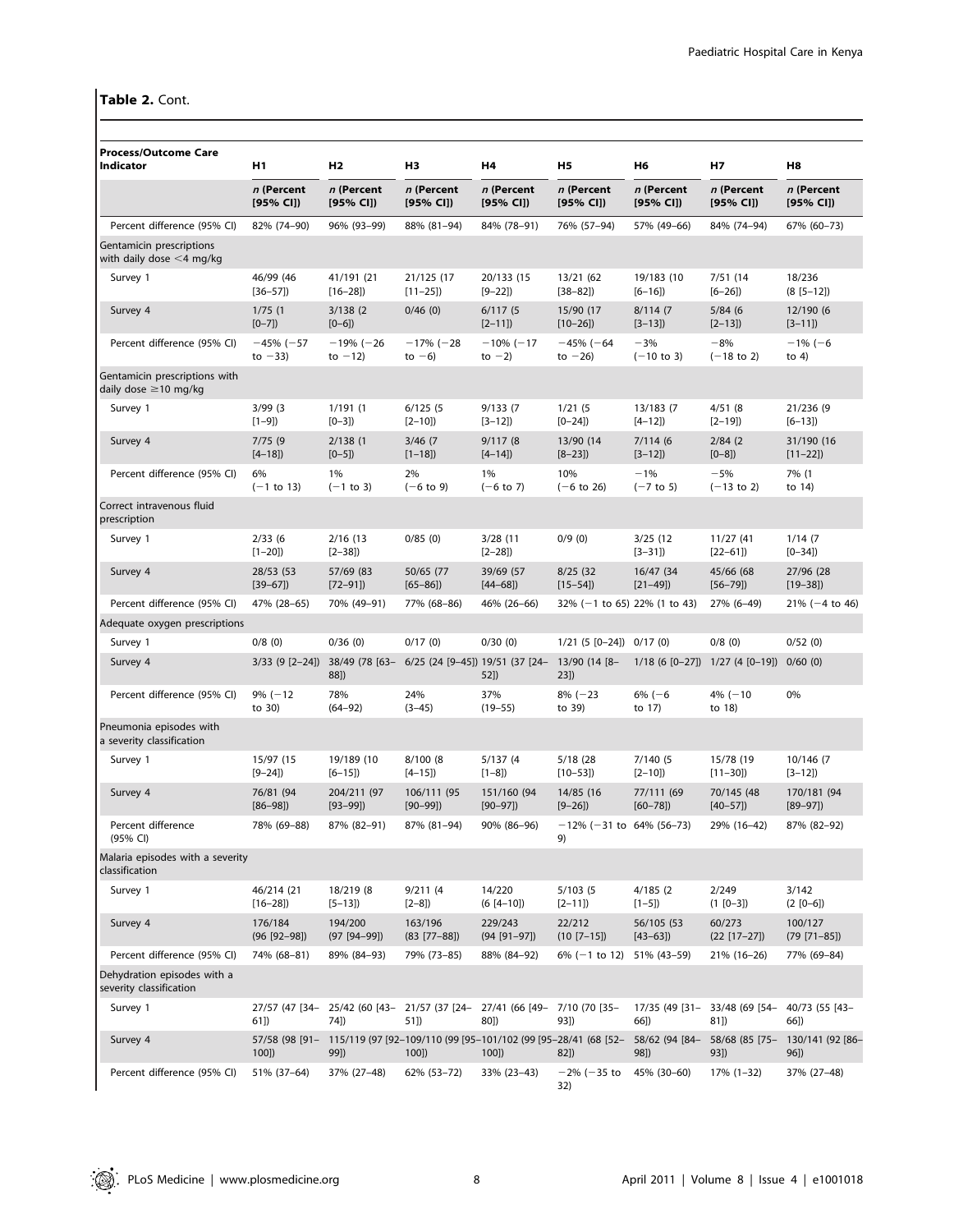**Table 2.** Cont.

| Process/Outcome Care Indicator | H1 | H2 | H3 | H4 | H5 | H6 | H7 | H8 |
|---|---|---|---|---|---|---|---|---|
| | *n* (Percent [95% CI]) | *n* (Percent [95% CI]) | *n* (Percent [95% CI]) | *n* (Percent [95% CI]) | *n* (Percent [95% CI]) | *n* (Percent [95% CI]) | *n* (Percent [95% CI]) | *n* (Percent [95% CI]) |
| Percent difference (95% CI) | 82% (74–90) | 96% (93–99) | 88% (81–94) | 84% (78–91) | 76% (57–94) | 57% (49–66) | 84% (74–94) | 67% (60–73) |
| Gentamicin prescriptions with daily dose <4 mg/kg | | | | | | | | |
| Survey 1 | 46/99 (46 [36–57]) | 41/191 (21 [16–28]) | 21/125 (17 [11–25]) | 20/133 (15 [9–22]) | 13/21 (62 [38–82]) | 19/183 (10 [6–16]) | 7/51 (14 [6–26]) | 18/236 (8 [5–12]) |
| Survey 4 | 1/75 (1 [0–7]) | 3/138 (2 [0–6]) | 0/46 (0) | 6/117 (5 [2–11]) | 15/90 (17 [10–26]) | 8/114 (7 [3–13]) | 5/84 (6 [2–13]) | 12/190 (6 [3–11]) |
| Percent difference (95% CI) | −45% (−57 to −33) | −19% (−26 to −12) | −17% (−28 to −6) | −10% (−17 to −2) | −45% (−64 to −26) | −3% (−10 to 3) | −8% (−18 to 2) | −1% (−6 to 4) |
| Gentamicin prescriptions with daily dose ≥10 mg/kg | | | | | | | | |
| Survey 1 | 3/99 (3 [1–9]) | 1/191 (1 [0–3]) | 6/125 (5 [2–10]) | 9/133 (7 [3–12]) | 1/21 (5 [0–24]) | 13/183 (7 [4–12]) | 4/51 (8 [2–19]) | 21/236 (9 [6–13]) |
| Survey 4 | 7/75 (9 [4–18]) | 2/138 (1 [0–5]) | 3/46 (7 [1–18]) | 9/117 (8 [4–14]) | 13/90 (14 [8–23]) | 7/114 (6 [3–12]) | 2/84 (2 [0–8]) | 31/190 (16 [11–22]) |
| Percent difference (95% CI) | 6% (−1 to 13) | 1% (−1 to 3) | 2% (−6 to 9) | 1% (−6 to 7) | 10% (−6 to 26) | −1% (−7 to 5) | −5% (−13 to 2) | 7% (1 to 14) |
| Correct intravenous fluid prescription | | | | | | | | |
| Survey 1 | 2/33 (6 [1–20]) | 2/16 (13 [2–38]) | 0/85 (0) | 3/28 (11 [2–28]) | 0/9 (0) | 3/25 (12 [3–31]) | 11/27 (41 [22–61]) | 1/14 (7 [0–34]) |
| Survey 4 | 28/53 (53 [39–67]) | 57/69 (83 [72–91]) | 50/65 (77 [65–86]) | 39/69 (57 [44–68]) | 8/25 (32 [15–54]) | 16/47 (34 [21–49]) | 45/66 (68 [56–79]) | 27/96 (28 [19–38]) |
| Percent difference (95% CI) | 47% (28–65) | 70% (49–91) | 77% (68–86) | 46% (26–66) | 32% (−1 to 65) | 22% (1 to 43) | 27% (6–49) | 21% (−4 to 46) |
| Adequate oxygen prescriptions | | | | | | | | |
| Survey 1 | 0/8 (0) | 0/36 (0) | 0/17 (0) | 0/30 (0) | 1/21 (5 [0–24]) | 0/17 (0) | 0/8 (0) | 0/52 (0) |
| Survey 4 | 3/33 (9 [2–24]) | 38/49 (78 [63–88]) | 6/25 (24 [9–45]) | 19/51 (37 [24–52]) | 13/90 (14 [8–23]) | 1/18 (6 [0–27]) | 1/27 (4 [0–19]) | 0/60 (0) |
| Percent difference (95% CI) | 9% (−12 to 30) | 78% (64–92) | 24% (3–45) | 37% (19–55) | 8% (−23 to 39) | 6% (−6 to 17) | 4% (−10 to 18) | 0% |
| Pneumonia episodes with a severity classification | | | | | | | | |
| Survey 1 | 15/97 (15 [9–24]) | 19/189 (10 [6–15]) | 8/100 (8 [4–15]) | 5/137 (4 [1–8]) | 5/18 (28 [10–53]) | 7/140 (5 [2–10]) | 15/78 (19 [11–30]) | 10/146 (7 [3–12]) |
| Survey 4 | 76/81 (94 [86–98]) | 204/211 (97 [93–99]) | 106/111 (95 [90–99]) | 151/160 (94 [90–97]) | 14/85 (16 [9–26]) | 77/111 (69 [60–78]) | 70/145 (48 [40–57]) | 170/181 (94 [89–97]) |
| Percent difference (95% CI) | 78% (69–88) | 87% (82–91) | 87% (81–94) | 90% (86–96) | −12% (−31 to 9) | 64% (56–73) | 29% (16–42) | 87% (82–92) |
| Malaria episodes with a severity classification | | | | | | | | |
| Survey 1 | 46/214 (21 [16–28]) | 18/219 (8 [5–13]) | 9/211 (4 [2–8]) | 14/220 (6 [4–10]) | 5/103 (5 [2–11]) | 4/185 (2 [1–5]) | 2/249 (1 [0–3]) | 3/142 (2 [0–6]) |
| Survey 4 | 176/184 (96 [92–98]) | 194/200 (97 [94–99]) | 163/196 (83 [77–88]) | 229/243 (94 [91–97]) | 22/212 (10 [7–15]) | 56/105 (53 [43–63]) | 60/273 (22 [17–27]) | 100/127 (79 [71–85]) |
| Percent difference (95% CI) | 74% (68–81) | 89% (84–93) | 79% (73–85) | 88% (84–92) | 6% (−1 to 12) | 51% (43–59) | 21% (16–26) | 77% (69–84) |
| Dehydration episodes with a severity classification | | | | | | | | |
| Survey 1 | 27/57 (47 [34–61]) | 25/42 (60 [43–74]) | 21/57 (37 [24–51]) | 27/41 (66 [49–80]) | 7/10 (70 [35–93]) | 17/35 (49 [31–66]) | 33/48 (69 [54–81]) | 40/73 (55 [43–66]) |
| Survey 4 | 57/58 (98 [91–100]) | 115/119 (97 [92–99]) | 109/110 (99 [95–100]) | 101/102 (99 [95–100]) | 28/41 (68 [52–82]) | 58/62 (94 [84–98]) | 58/68 (85 [75–93]) | 130/141 (92 [86–96]) |
| Percent difference (95% CI) | 51% (37–64) | 37% (27–48) | 62% (53–72) | 33% (23–43) | −2% (−35 to 32) | 45% (30–60) | 17% (1–32) | 37% (27–48) |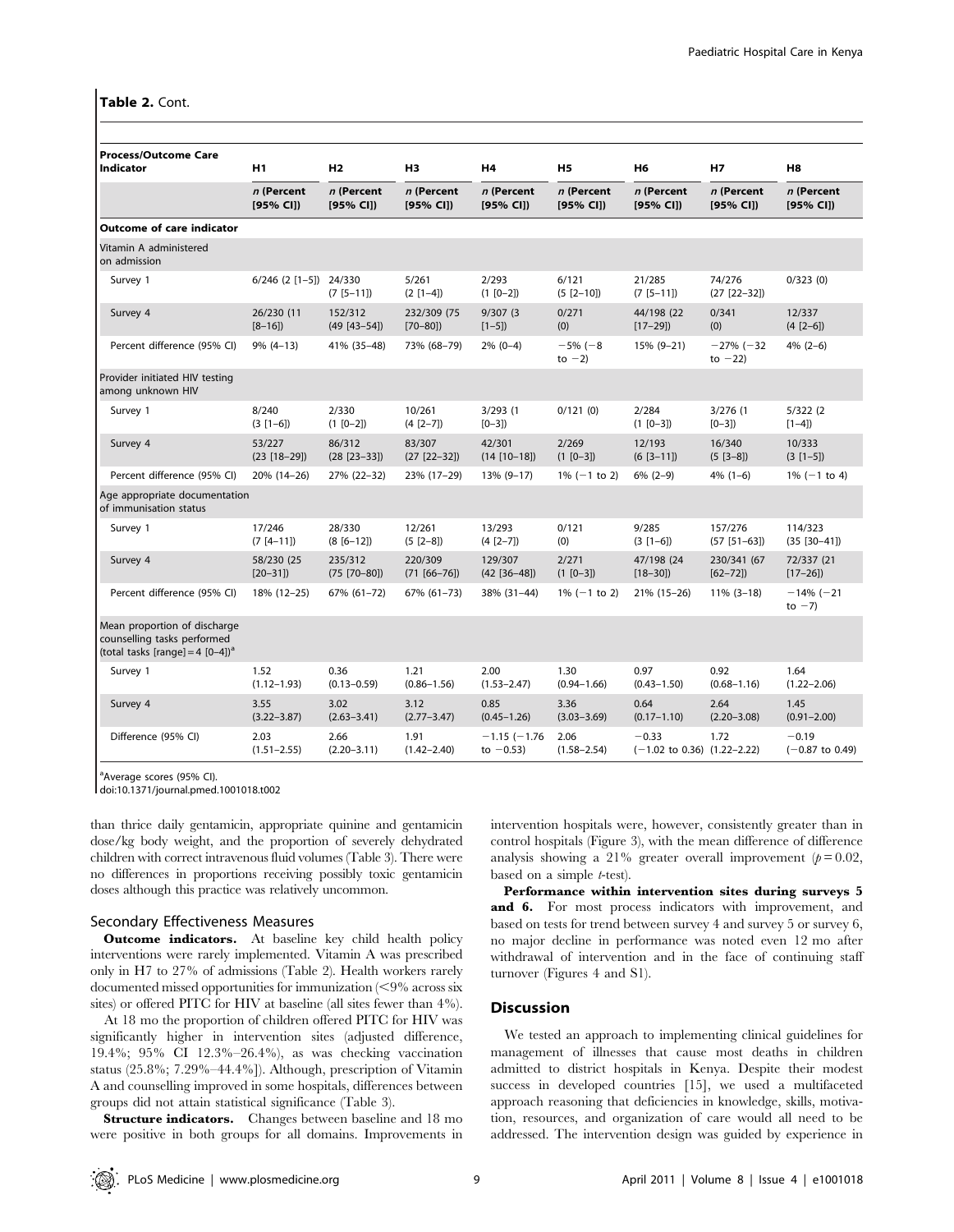**Table 2.** Cont.

| Process/Outcome Care Indicator | H1 | H2 | H3 | H4 | H5 | H6 | H7 | H8 |
|---|---|---|---|---|---|---|---|---|
| | *n* (Percent [95% CI]) | *n* (Percent [95% CI]) | *n* (Percent [95% CI]) | *n* (Percent [95% CI]) | *n* (Percent [95% CI]) | *n* (Percent [95% CI]) | *n* (Percent [95% CI]) | *n* (Percent [95% CI]) |
| **Outcome of care indicator** | | | | | | | | |
| Vitamin A administered on admission | | | | | | | | |
| Survey 1 | 6/246 (2 [1–5]) | 24/330 (7 [5–11]) | 5/261 (2 [1–4]) | 2/293 (1 [0–2]) | 6/121 (5 [2–10]) | 21/285 (7 [5–11]) | 74/276 (27 [22–32]) | 0/323 (0) |
| Survey 4 | 26/230 (11 [8–16]) | 152/312 (49 [43–54]) | 232/309 (75 [70–80]) | 9/307 (3 [1–5]) | 0/271 (0) | 44/198 (22 [17–29]) | 0/341 (0) | 12/337 (4 [2–6]) |
| Percent difference (95% CI) | 9% (4–13) | 41% (35–48) | 73% (68–79) | 2% (0–4) | −5% (−8 to −2) | 15% (9–21) | −27% (−32 to −22) | 4% (2–6) |
| Provider initiated HIV testing among unknown HIV | | | | | | | | |
| Survey 1 | 8/240 (3 [1–6]) | 2/330 (1 [0–2]) | 10/261 (4 [2–7]) | 3/293 (1 [0–3]) | 0/121 (0) | 2/284 (1 [0–3]) | 3/276 (1 [0–3]) | 5/322 (2 [1–4]) |
| Survey 4 | 53/227 (23 [18–29]) | 86/312 (28 [23–33]) | 83/307 (27 [22–32]) | 42/301 (14 [10–18]) | 2/269 (1 [0–3]) | 12/193 (6 [3–11]) | 16/340 (5 [3–8]) | 10/333 (3 [1–5]) |
| Percent difference (95% CI) | 20% (14–26) | 27% (22–32) | 23% (17–29) | 13% (9–17) | 1% (−1 to 2) | 6% (2–9) | 4% (1–6) | 1% (−1 to 4) |
| Age appropriate documentation of immunisation status | | | | | | | | |
| Survey 1 | 17/246 (7 [4–11]) | 28/330 (8 [6–12]) | 12/261 (5 [2–8]) | 13/293 (4 [2–7]) | 0/121 (0) | 9/285 (3 [1–6]) | 157/276 (57 [51–63]) | 114/323 (35 [30–41]) |
| Survey 4 | 58/230 (25 [20–31]) | 235/312 (75 [70–80]) | 220/309 (71 [66–76]) | 129/307 (42 [36–48]) | 2/271 (1 [0–3]) | 47/198 (24 [18–30]) | 230/341 (67 [62–72]) | 72/337 (21 [17–26]) |
| Percent difference (95% CI) | 18% (12–25) | 67% (61–72) | 67% (61–73) | 38% (31–44) | 1% (−1 to 2) | 21% (15–26) | 11% (3–18) | −14% (−21 to −7) |
| Mean proportion of discharge counselling tasks performed (total tasks [range] = 4 [0–4])[a] | | | | | | | | |
| Survey 1 | 1.52 (1.12–1.93) | 0.36 (0.13–0.59) | 1.21 (0.86–1.56) | 2.00 (1.53–2.47) | 1.30 (0.94–1.66) | 0.97 (0.43–1.50) | 0.92 (0.68–1.16) | 1.64 (1.22–2.06) |
| Survey 4 | 3.55 (3.22–3.87) | 3.02 (2.63–3.41) | 3.12 (2.77–3.47) | 0.85 (0.45–1.26) | 3.36 (3.03–3.69) | 0.64 (0.17–1.10) | 2.64 (2.20–3.08) | 1.45 (0.91–2.00) |
| Difference (95% CI) | 2.03 (1.51–2.55) | 2.66 (2.20–3.11) | 1.91 (1.42–2.40) | −1.15 (−1.76 to −0.53) | 2.06 (1.58–2.54) | −0.33 (−1.02 to 0.36) | 1.72 (1.22–2.22) | −0.19 (−0.87 to 0.49) |

[a]Average scores (95% CI).
doi:10.1371/journal.pmed.1001018.t002

than thrice daily gentamicin, appropriate quinine and gentamicin dose/kg body weight, and the proportion of severely dehydrated children with correct intravenous fluid volumes (Table 3). There were no differences in proportions receiving possibly toxic gentamicin doses although this practice was relatively uncommon.

## Secondary Effectiveness Measures

**Outcome indicators.** At baseline key child health policy interventions were rarely implemented. Vitamin A was prescribed only in H7 to 27% of admissions (Table 2). Health workers rarely documented missed opportunities for immunization (<9% across six sites) or offered PITC for HIV at baseline (all sites fewer than 4%).

At 18 mo the proportion of children offered PITC for HIV was significantly higher in intervention sites (adjusted difference, 19.4%; 95% CI 12.3%–26.4%), as was checking vaccination status (25.8%; 7.29%–44.4%]). Although, prescription of Vitamin A and counselling improved in some hospitals, differences between groups did not attain statistical significance (Table 3).

**Structure indicators.** Changes between baseline and 18 mo were positive in both groups for all domains. Improvements in intervention hospitals were, however, consistently greater than in control hospitals (Figure 3), with the mean difference of difference analysis showing a 21% greater overall improvement ($p = 0.02$, based on a simple *t*-test).

**Performance within intervention sites during surveys 5 and 6.** For most process indicators with improvement, and based on tests for trend between survey 4 and survey 5 or survey 6, no major decline in performance was noted even 12 mo after withdrawal of intervention and in the face of continuing staff turnover (Figures 4 and S1).

## Discussion

We tested an approach to implementing clinical guidelines for management of illnesses that cause most deaths in children admitted to district hospitals in Kenya. Despite their modest success in developed countries [15], we used a multifaceted approach reasoning that deficiencies in knowledge, skills, motivation, resources, and organization of care would all need to be addressed. The intervention design was guided by experience in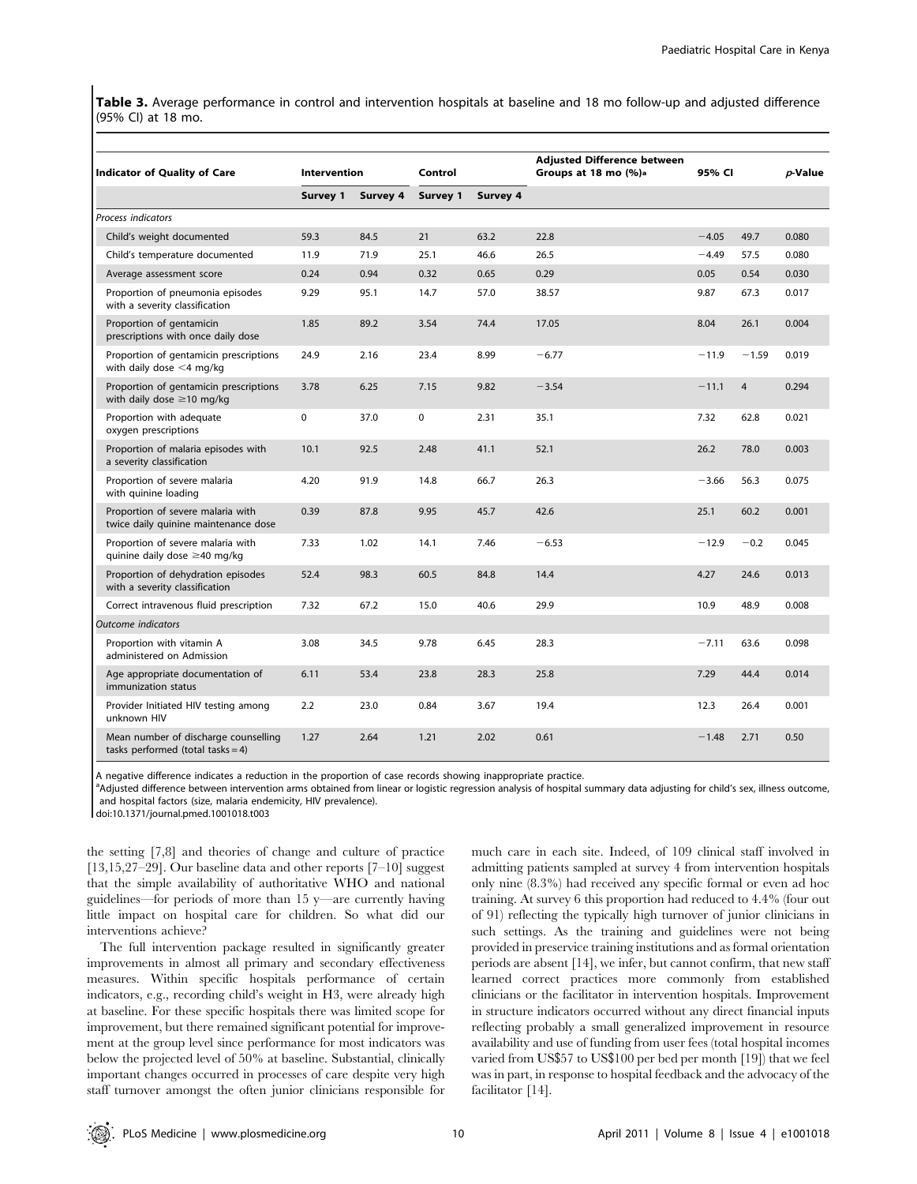**Table 3.** Average performance in control and intervention hospitals at baseline and 18 mo follow-up and adjusted difference (95% CI) at 18 mo.

| Indicator of Quality of Care | Intervention | | Control | | Adjusted Difference between Groups at 18 mo (%)[a] | 95% CI | | p-Value |
|---|---|---|---|---|---|---|---|---|
| | Survey 1 | Survey 4 | Survey 1 | Survey 4 | | | | |
| *Process indicators* | | | | | | | | |
| Child's weight documented | 59.3 | 84.5 | 21 | 63.2 | 22.8 | −4.05 | 49.7 | 0.080 |
| Child's temperature documented | 11.9 | 71.9 | 25.1 | 46.6 | 26.5 | −4.49 | 57.5 | 0.080 |
| Average assessment score | 0.24 | 0.94 | 0.32 | 0.65 | 0.29 | 0.05 | 0.54 | 0.030 |
| Proportion of pneumonia episodes with a severity classification | 9.29 | 95.1 | 14.7 | 57.0 | 38.57 | 9.87 | 67.3 | 0.017 |
| Proportion of gentamicin prescriptions with once daily dose | 1.85 | 89.2 | 3.54 | 74.4 | 17.05 | 8.04 | 26.1 | 0.004 |
| Proportion of gentamicin prescriptions with daily dose <4 mg/kg | 24.9 | 2.16 | 23.4 | 8.99 | −6.77 | −11.9 | −1.59 | 0.019 |
| Proportion of gentamicin prescriptions with daily dose ≥10 mg/kg | 3.78 | 6.25 | 7.15 | 9.82 | −3.54 | −11.1 | 4 | 0.294 |
| Proportion with adequate oxygen prescriptions | 0 | 37.0 | 0 | 2.31 | 35.1 | 7.32 | 62.8 | 0.021 |
| Proportion of malaria episodes with a severity classification | 10.1 | 92.5 | 2.48 | 41.1 | 52.1 | 26.2 | 78.0 | 0.003 |
| Proportion of severe malaria with quinine loading | 4.20 | 91.9 | 14.8 | 66.7 | 26.3 | −3.66 | 56.3 | 0.075 |
| Proportion of severe malaria with twice daily quinine maintenance dose | 0.39 | 87.8 | 9.95 | 45.7 | 42.6 | 25.1 | 60.2 | 0.001 |
| Proportion of severe malaria with quinine daily dose ≥40 mg/kg | 7.33 | 1.02 | 14.1 | 7.46 | −6.53 | −12.9 | −0.2 | 0.045 |
| Proportion of dehydration episodes with a severity classification | 52.4 | 98.3 | 60.5 | 84.8 | 14.4 | 4.27 | 24.6 | 0.013 |
| Correct intravenous fluid prescription | 7.32 | 67.2 | 15.0 | 40.6 | 29.9 | 10.9 | 48.9 | 0.008 |
| *Outcome indicators* | | | | | | | | |
| Proportion with vitamin A administered on Admission | 3.08 | 34.5 | 9.78 | 6.45 | 28.3 | −7.11 | 63.6 | 0.098 |
| Age appropriate documentation of immunization status | 6.11 | 53.4 | 23.8 | 28.3 | 25.8 | 7.29 | 44.4 | 0.014 |
| Provider Initiated HIV testing among unknown HIV | 2.2 | 23.0 | 0.84 | 3.67 | 19.4 | 12.3 | 26.4 | 0.001 |
| Mean number of discharge counselling tasks performed (total tasks = 4) | 1.27 | 2.64 | 1.21 | 2.02 | 0.61 | −1.48 | 2.71 | 0.50 |

A negative difference indicates a reduction in the proportion of case records showing inappropriate practice.

[a]Adjusted difference between intervention arms obtained from linear or logistic regression analysis of hospital summary data adjusting for child's sex, illness outcome, and hospital factors (size, malaria endemicity, HIV prevalence).

doi:10.1371/journal.pmed.1001018.t003

the setting [7,8] and theories of change and culture of practice [13,15,27–29]. Our baseline data and other reports [7–10] suggest that the simple availability of authoritative WHO and national guidelines—for periods of more than 15 y—are currently having little impact on hospital care for children. So what did our interventions achieve?

The full intervention package resulted in significantly greater improvements in almost all primary and secondary effectiveness measures. Within specific hospitals performance of certain indicators, e.g., recording child's weight in H3, were already high at baseline. For these specific hospitals there was limited scope for improvement, but there remained significant potential for improvement at the group level since performance for most indicators was below the projected level of 50% at baseline. Substantial, clinically important changes occurred in processes of care despite very high staff turnover amongst the often junior clinicians responsible for much care in each site. Indeed, of 109 clinical staff involved in admitting patients sampled at survey 4 from intervention hospitals only nine (8.3%) had received any specific formal or even ad hoc training. At survey 6 this proportion had reduced to 4.4% (four out of 91) reflecting the typically high turnover of junior clinicians in such settings. As the training and guidelines were not being provided in preservice training institutions and as formal orientation periods are absent [14], we infer, but cannot confirm, that new staff learned correct practices more commonly from established clinicians or the facilitator in intervention hospitals. Improvement in structure indicators occurred without any direct financial inputs reflecting probably a small generalized improvement in resource availability and use of funding from user fees (total hospital incomes varied from US$57 to US$100 per bed per month [19]) that we feel was in part, in response to hospital feedback and the advocacy of the facilitator [14].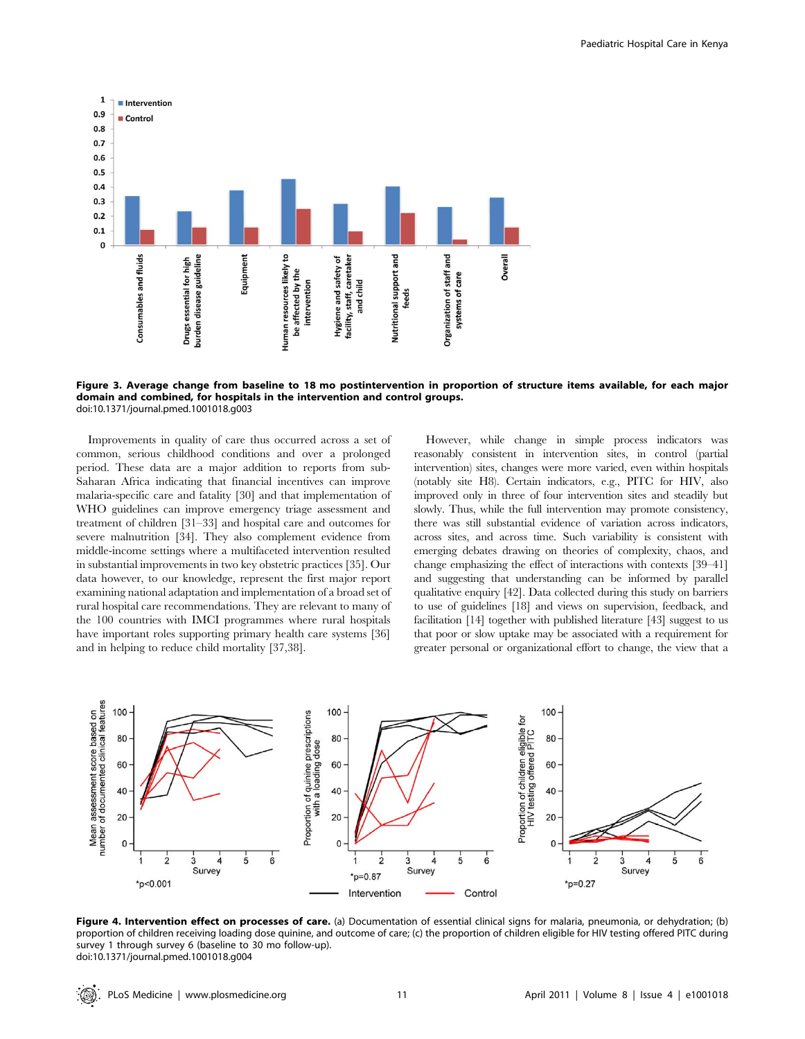**Figure 3. Average change from baseline to 18 mo postintervention in proportion of structure items available, for each major domain and combined, for hospitals in the intervention and control groups.**
doi:10.1371/journal.pmed.1001018.g003

Improvements in quality of care thus occurred across a set of common, serious childhood conditions and over a prolonged period. These data are a major addition to reports from sub-Saharan Africa indicating that financial incentives can improve malaria-specific care and fatality [30] and that implementation of WHO guidelines can improve emergency triage assessment and treatment of children [31–33] and hospital care and outcomes for severe malnutrition [34]. They also complement evidence from middle-income settings where a multifaceted intervention resulted in substantial improvements in two key obstetric practices [35]. Our data however, to our knowledge, represent the first major report examining national adaptation and implementation of a broad set of rural hospital care recommendations. They are relevant to many of the 100 countries with IMCI programmes where rural hospitals have important roles supporting primary health care systems [36] and in helping to reduce child mortality [37,38].

However, while change in simple process indicators was reasonably consistent in intervention sites, in control (partial intervention) sites, changes were more varied, even within hospitals (notably site H8). Certain indicators, e.g., PITC for HIV, also improved only in three of four intervention sites and steadily but slowly. Thus, while the full intervention may promote consistency, there was still substantial evidence of variation across indicators, across sites, and across time. Such variability is consistent with emerging debates drawing on theories of complexity, chaos, and change emphasizing the effect of interactions with contexts [39–41] and suggesting that understanding can be informed by parallel qualitative enquiry [42]. Data collected during this study on barriers to use of guidelines [18] and views on supervision, feedback, and facilitation [14] together with published literature [43] suggest to us that poor or slow uptake may be associated with a requirement for greater personal or organizational effort to change, the view that a

**Figure 4. Intervention effect on processes of care.** (a) Documentation of essential clinical signs for malaria, pneumonia, or dehydration; (b) proportion of children receiving loading dose quinine, and outcome of care; (c) the proportion of children eligible for HIV testing offered PITC during survey 1 through survey 6 (baseline to 30 mo follow-up).
doi:10.1371/journal.pmed.1001018.g004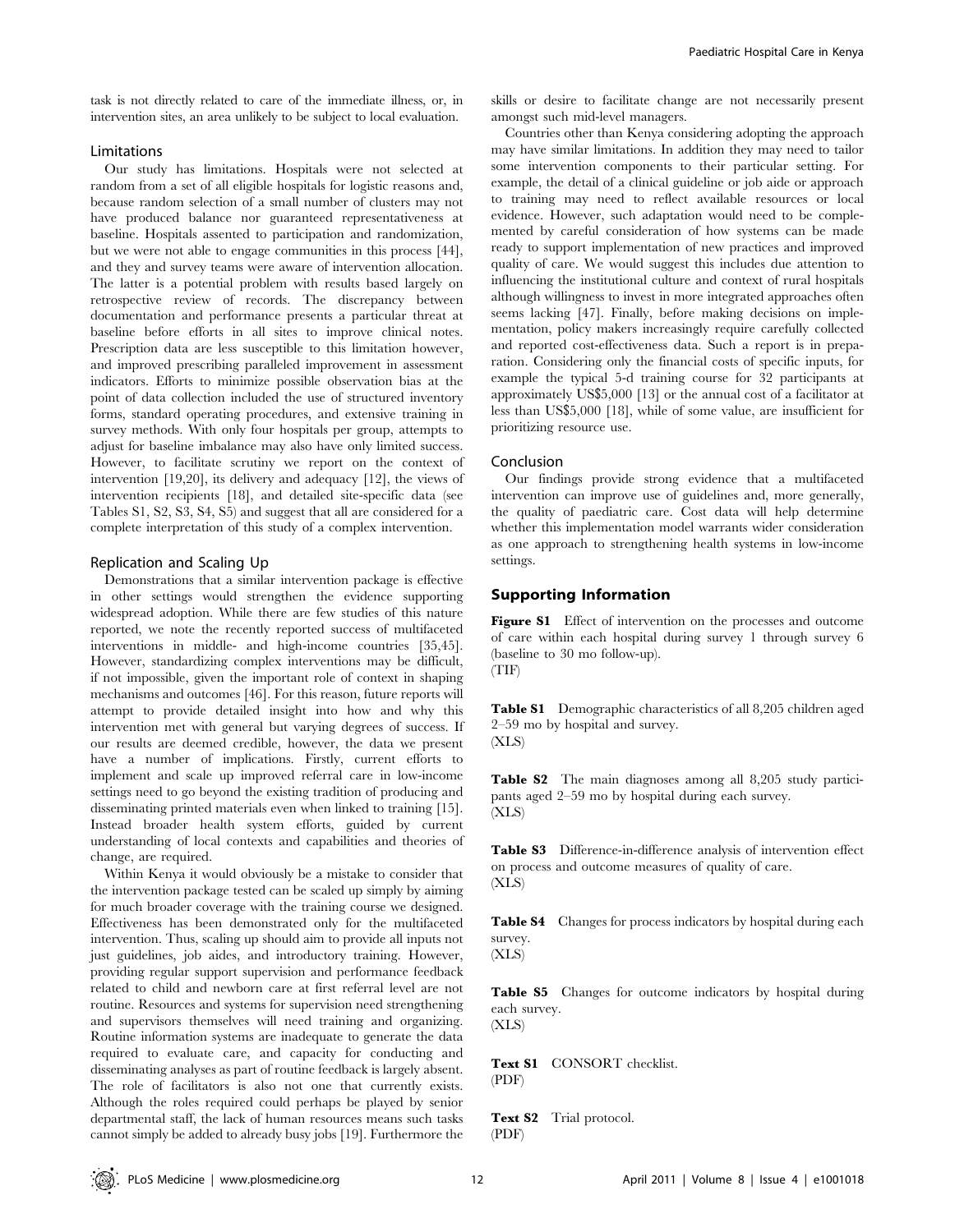task is not directly related to care of the immediate illness, or, in intervention sites, an area unlikely to be subject to local evaluation.

### Limitations

Our study has limitations. Hospitals were not selected at random from a set of all eligible hospitals for logistic reasons and, because random selection of a small number of clusters may not have produced balance nor guaranteed representativeness at baseline. Hospitals assented to participation and randomization, but we were not able to engage communities in this process [44], and they and survey teams were aware of intervention allocation. The latter is a potential problem with results based largely on retrospective review of records. The discrepancy between documentation and performance presents a particular threat at baseline before efforts in all sites to improve clinical notes. Prescription data are less susceptible to this limitation however, and improved prescribing paralleled improvement in assessment indicators. Efforts to minimize possible observation bias at the point of data collection included the use of structured inventory forms, standard operating procedures, and extensive training in survey methods. With only four hospitals per group, attempts to adjust for baseline imbalance may also have only limited success. However, to facilitate scrutiny we report on the context of intervention [19,20], its delivery and adequacy [12], the views of intervention recipients [18], and detailed site-specific data (see Tables S1, S2, S3, S4, S5) and suggest that all are considered for a complete interpretation of this study of a complex intervention.

### Replication and Scaling Up

Demonstrations that a similar intervention package is effective in other settings would strengthen the evidence supporting widespread adoption. While there are few studies of this nature reported, we note the recently reported success of multifaceted interventions in middle- and high-income countries [35,45]. However, standardizing complex interventions may be difficult, if not impossible, given the important role of context in shaping mechanisms and outcomes [46]. For this reason, future reports will attempt to provide detailed insight into how and why this intervention met with general but varying degrees of success. If our results are deemed credible, however, the data we present have a number of implications. Firstly, current efforts to implement and scale up improved referral care in low-income settings need to go beyond the existing tradition of producing and disseminating printed materials even when linked to training [15]. Instead broader health system efforts, guided by current understanding of local contexts and capabilities and theories of change, are required.

Within Kenya it would obviously be a mistake to consider that the intervention package tested can be scaled up simply by aiming for much broader coverage with the training course we designed. Effectiveness has been demonstrated only for the multifaceted intervention. Thus, scaling up should aim to provide all inputs not just guidelines, job aides, and introductory training. However, providing regular support supervision and performance feedback related to child and newborn care at first referral level are not routine. Resources and systems for supervision need strengthening and supervisors themselves will need training and organizing. Routine information systems are inadequate to generate the data required to evaluate care, and capacity for conducting and disseminating analyses as part of routine feedback is largely absent. The role of facilitators is also not one that currently exists. Although the roles required could perhaps be played by senior departmental staff, the lack of human resources means such tasks cannot simply be added to already busy jobs [19]. Furthermore the skills or desire to facilitate change are not necessarily present amongst such mid-level managers.

Countries other than Kenya considering adopting the approach may have similar limitations. In addition they may need to tailor some intervention components to their particular setting. For example, the detail of a clinical guideline or job aide or approach to training may need to reflect available resources or local evidence. However, such adaptation would need to be complemented by careful consideration of how systems can be made ready to support implementation of new practices and improved quality of care. We would suggest this includes due attention to influencing the institutional culture and context of rural hospitals although willingness to invest in more integrated approaches often seems lacking [47]. Finally, before making decisions on implementation, policy makers increasingly require carefully collected and reported cost-effectiveness data. Such a report is in preparation. Considering only the financial costs of specific inputs, for example the typical 5-d training course for 32 participants at approximately US$5,000 [13] or the annual cost of a facilitator at less than US$5,000 [18], while of some value, are insufficient for prioritizing resource use.

### Conclusion

Our findings provide strong evidence that a multifaceted intervention can improve use of guidelines and, more generally, the quality of paediatric care. Cost data will help determine whether this implementation model warrants wider consideration as one approach to strengthening health systems in low-income settings.

## Supporting Information

**Figure S1** Effect of intervention on the processes and outcome of care within each hospital during survey 1 through survey 6 (baseline to 30 mo follow-up).
(TIF)

**Table S1** Demographic characteristics of all 8,205 children aged 2–59 mo by hospital and survey.
(XLS)

**Table S2** The main diagnoses among all 8,205 study participants aged 2–59 mo by hospital during each survey.
(XLS)

**Table S3** Difference-in-difference analysis of intervention effect on process and outcome measures of quality of care.
(XLS)

**Table S4** Changes for process indicators by hospital during each survey.
(XLS)

**Table S5** Changes for outcome indicators by hospital during each survey.
(XLS)

**Text S1** CONSORT checklist.
(PDF)

**Text S2** Trial protocol.
(PDF)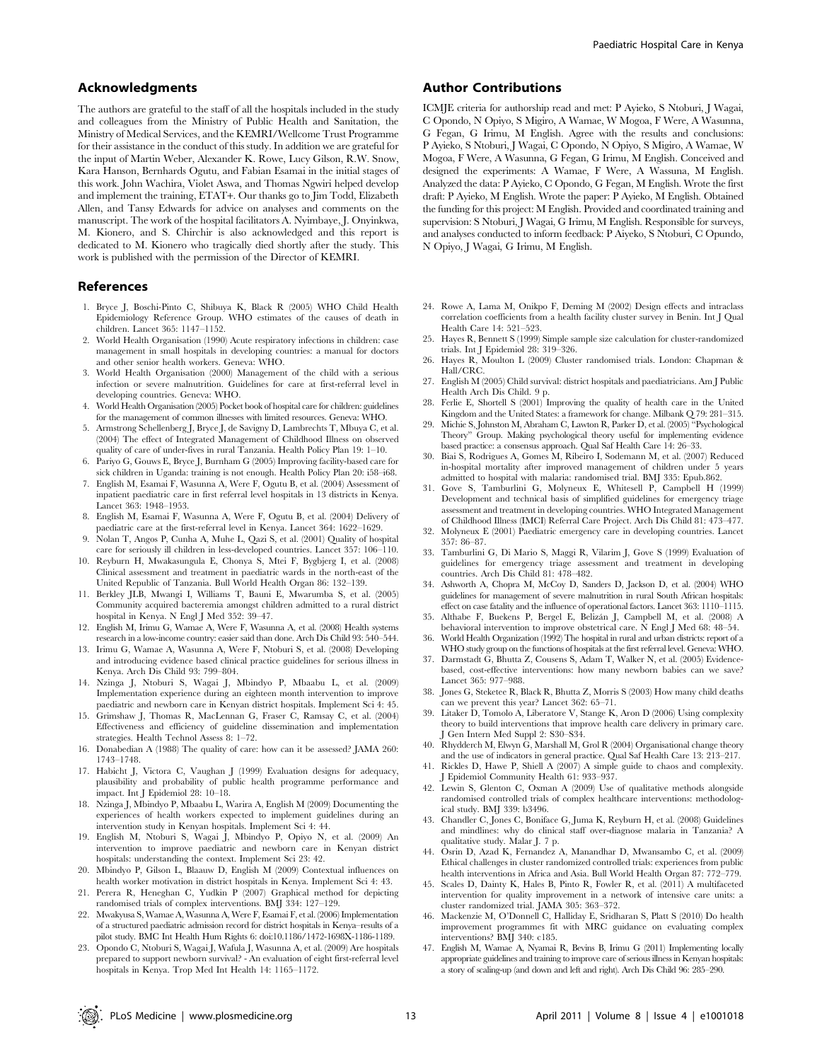## Acknowledgments

The authors are grateful to the staff of all the hospitals included in the study and colleagues from the Ministry of Public Health and Sanitation, the Ministry of Medical Services, and the KEMRI/Wellcome Trust Programme for their assistance in the conduct of this study. In addition we are grateful for the input of Martin Weber, Alexander K. Rowe, Lucy Gilson, R.W. Snow, Kara Hanson, Bernhards Ogutu, and Fabian Esamai in the initial stages of this work. John Wachira, Violet Aswa, and Thomas Ngwiri helped develop and implement the training, ETAT+. Our thanks go to Jim Todd, Elizabeth Allen, and Tansy Edwards for advice on analyses and comments on the manuscript. The work of the hospital facilitators A. Nyimbaye, J. Onyinkwa, M. Kionero, and S. Chirchir is also acknowledged and this report is dedicated to M. Kionero who tragically died shortly after the study. This work is published with the permission of the Director of KEMRI.

## Author Contributions

ICMJE criteria for authorship read and met: P Ayieko, S Ntoburi, J Wagai, C Opondo, N Opiyo, S Migiro, A Wamae, W Mogoa, F Were, A Wasunna, G Fegan, G Irimu, M English. Agree with the results and conclusions: P Ayieko, S Ntoburi, J Wagai, C Opondo, N Opiyo, S Migiro, A Wamae, W Mogoa, F Were, A Wasunna, G Fegan, G Irimu, M English. Conceived and designed the experiments: A Wamae, F Were, A Wassuna, M English. Analyzed the data: P Ayieko, C Opondo, G Fegan, M English. Wrote the first draft: P Ayieko, M English. Wrote the paper: P Ayieko, M English. Obtained the funding for this project: M English. Provided and coordinated training and supervision: S Ntoburi, J Wagai, G Irimu, M English. Responsible for surveys, and analyses conducted to inform feedback: P Aiyeko, S Ntoburi, C Opundo, N Opiyo, J Wagai, G Irimu, M English.

## References

1. Bryce J, Boschi-Pinto C, Shibuya K, Black R (2005) WHO Child Health Epidemiology Reference Group. WHO estimates of the causes of death in children. Lancet 365: 1147–1152.
2. World Health Organisation (1990) Acute respiratory infections in children: case management in small hospitals in developing countries: a manual for doctors and other senior health workers. Geneva: WHO.
3. World Health Organisation (2000) Management of the child with a serious infection or severe malnutrition. Guidelines for care at first-referral level in developing countries. Geneva: WHO.
4. World Health Organisation (2005) Pocket book of hospital care for children: guidelines for the management of common illnesses with limited resources. Geneva: WHO.
5. Armstrong Schellenberg J, Bryce J, de Savigny D, Lambrechts T, Mbuya C, et al. (2004) The effect of Integrated Management of Childhood Illness on observed quality of care of under-fives in rural Tanzania. Health Policy Plan 19: 1–10.
6. Pariyo G, Gouws E, Bryce J, Burnham G (2005) Improving facility-based care for sick children in Uganda: training is not enough. Health Policy Plan 20: i58–i68.
7. English M, Esamai F, Wasunna A, Were F, Ogutu B, et al. (2004) Assessment of inpatient paediatric care in first referral level hospitals in 13 districts in Kenya. Lancet 363: 1948–1953.
8. English M, Esamai F, Wasunna A, Were F, Ogutu B, et al. (2004) Delivery of paediatric care at the first-referral level in Kenya. Lancet 364: 1622–1629.
9. Nolan T, Angos P, Cunha A, Muhe L, Qazi S, et al. (2001) Quality of hospital care for seriously ill children in less-developed countries. Lancet 357: 106–110.
10. Reyburn H, Mwakasungula E, Chonya S, Mtei F, Bygbjerg I, et al. (2008) Clinical assessment and treatment in paediatric wards in the north-east of the United Republic of Tanzania. Bull World Health Organ 86: 132–139.
11. Berkley JLB, Mwangi I, Williams T, Bauni E, Mwarumba S, et al. (2005) Community acquired bacteremia amongst children admitted to a rural district hospital in Kenya. N Engl J Med 352: 39–47.
12. English M, Irimu G, Wamae A, Were F, Wasunna A, et al. (2008) Health systems research in a low-income country: easier said than done. Arch Dis Child 93: 540–544.
13. Irimu G, Wamae A, Wasunna A, Were F, Ntoburi S, et al. (2008) Developing and introducing evidence based clinical practice guidelines for serious illness in Kenya. Arch Dis Child 93: 799–804.
14. Nzinga J, Ntoburi S, Wagai J, Mbindyo P, Mbaabu L, et al. (2009) Implementation experience during an eighteen month intervention to improve paediatric and newborn care in Kenyan district hospitals. Implement Sci 4: 45.
15. Grimshaw J, Thomas R, MacLennan G, Fraser C, Ramsay C, et al. (2004) Effectiveness and efficiency of guideline dissemination and implementation strategies. Health Technol Assess 8: 1–72.
16. Donabedian A (1988) The quality of care: how can it be assessed? JAMA 260: 1743–1748.
17. Habicht J, Victora C, Vaughan J (1999) Evaluation designs for adequacy, plausibility and probability of public health programme performance and impact. Int J Epidemiol 28: 10–18.
18. Nzinga J, Mbindyo P, Mbaabu L, Warira A, English M (2009) Documenting the experiences of health workers expected to implement guidelines during an intervention study in Kenyan hospitals. Implement Sci 4: 44.
19. English M, Ntoburi S, Wagai J, Mbindyo P, Opiyo N, et al. (2009) An intervention to improve paediatric and newborn care in Kenyan district hospitals: understanding the context. Implement Sci 23: 42.
20. Mbindyo P, Gilson L, Blaauw D, English M (2009) Contextual influences on health worker motivation in district hospitals in Kenya. Implement Sci 4: 43.
21. Perera R, Heneghan C, Yudkin P (2007) Graphical method for depicting randomised trials of complex interventions. BMJ 334: 127–129.
22. Mwakyusa S, Wamae A, Wasunna A, Were F, Esamai F, et al. (2006) Implementation of a structured paediatric admission record for district hospitals in Kenya–results of a pilot study. BMC Int Health Hum Rights 6: doi:10.1186/1472-1698X-1186-1189.
23. Opondo C, Ntoburi S, Wagai J, Wafula J, Wasunna A, et al. (2009) Are hospitals prepared to support newborn survival? - An evaluation of eight first-referral level hospitals in Kenya. Trop Med Int Health 14: 1165–1172.
24. Rowe A, Lama M, Onikpo F, Deming M (2002) Design effects and intraclass correlation coefficients from a health facility cluster survey in Benin. Int J Qual Health Care 14: 521–523.
25. Hayes R, Bennett S (1999) Simple sample size calculation for cluster-randomized trials. Int J Epidemiol 28: 319–326.
26. Hayes R, Moulton L (2009) Cluster randomised trials. London: Chapman & Hall/CRC.
27. English M (2005) Child survival: district hospitals and paediatricians. Am J Public Health Arch Dis Child. 9 p.
28. Ferlie E, Shortell S (2001) Improving the quality of health care in the United Kingdom and the United States: a framework for change. Milbank Q 79: 281–315.
29. Michie S, Johnston M, Abraham C, Lawton R, Parker D, et al. (2005) "Psychological Theory" Group. Making psychological theory useful for implementing evidence based practice: a consensus approach. Qual Saf Health Care 14: 26–33.
30. Biai S, Rodrigues A, Gomes M, Ribeiro I, Sodemann M, et al. (2007) Reduced in-hospital mortality after improved management of children under 5 years admitted to hospital with malaria: randomised trial. BMJ 335: Epub.862.
31. Gove S, Tamburlini G, Molyneux E, Whitesell P, Campbell H (1999) Development and technical basis of simplified guidelines for emergency triage assessment and treatment in developing countries. WHO Integrated Management of Childhood Illness (IMCI) Referral Care Project. Arch Dis Child 81: 473–477.
32. Molyneux E (2001) Paediatric emergency care in developing countries. Lancet 357: 86–87.
33. Tamburlini G, Di Mario S, Maggi R, Vilarim J, Gove S (1999) Evaluation of guidelines for emergency triage assessment and treatment in developing countries. Arch Dis Child 81: 478–482.
34. Ashworth A, Chopra M, McCoy D, Sanders D, Jackson D, et al. (2004) WHO guidelines for management of severe malnutrition in rural South African hospitals: effect on case fatality and the influence of operational factors. Lancet 363: 1110–1115.
35. Althabe F, Buekens P, Bergel E, Belizán J, Campbell M, et al. (2008) A behavioral intervention to improve obstetrical care. N Engl J Med 68: 48–54.
36. World Health Organization (1992) The hospital in rural and urban districts: report of a WHO study group on the functions of hospitals at the first referral level. Geneva: WHO.
37. Darmstadt G, Bhutta Z, Cousens S, Adam T, Walker N, et al. (2005) Evidence-based, cost-effective interventions: how many newborn babies can we save? Lancet 365: 977–988.
38. Jones G, Steketee R, Black R, Bhutta Z, Morris S (2003) How many child deaths can we prevent this year? Lancet 362: 65–71.
39. Litaker D, Tomolo A, Liberatore V, Stange K, Aron D (2006) Using complexity theory to build interventions that improve health care delivery in primary care. J Gen Intern Med Suppl 2: S30–S34.
40. Rhydderch M, Elwyn G, Marshall M, Grol R (2004) Organisational change theory and the use of indicators in general practice. Qual Saf Health Care 13: 213–217.
41. Rickles D, Hawe P, Shiell A (2007) A simple guide to chaos and complexity. J Epidemiol Community Health 61: 933–937.
42. Lewin S, Glenton C, Oxman A (2009) Use of qualitative methods alongside randomised controlled trials of complex healthcare interventions: methodological study. BMJ 339: b3496.
43. Chandler C, Jones C, Boniface G, Juma K, Reyburn H, et al. (2008) Guidelines and mindlines: why do clinical staff over-diagnose malaria in Tanzania? A qualitative study. Malar J. 7 p.
44. Osrin D, Azad K, Fernandez A, Manandhar D, Mwansambo C, et al. (2009) Ethical challenges in cluster randomized controlled trials: experiences from public health interventions in Africa and Asia. Bull World Health Organ 87: 772–779.
45. Scales D, Dainty K, Hales B, Pinto R, Fowler R, et al. (2011) A multifaceted intervention for quality improvement in a network of intensive care units: a cluster randomized trial. JAMA 305: 363–372.
46. Mackenzie M, O'Donnell C, Halliday E, Sridharan S, Platt S (2010) Do health improvement programmes fit with MRC guidance on evaluating complex interventions? BMJ 340: c185.
47. English M, Wamae A, Nyamai R, Bevins B, Irimu G (2011) Implementing locally appropriate guidelines and training to improve care of serious illness in Kenyan hospitals: a story of scaling-up (and down and left and right). Arch Dis Child 96: 285–290.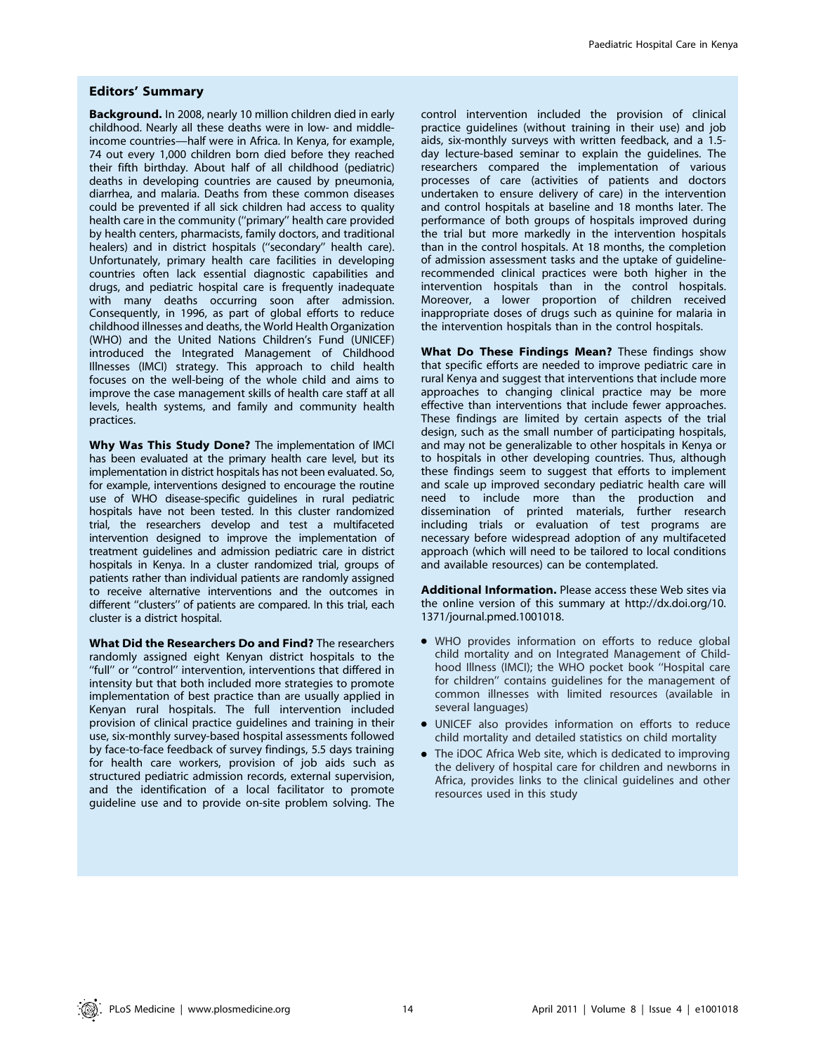## Editors' Summary

**Background.** In 2008, nearly 10 million children died in early childhood. Nearly all these deaths were in low- and middle-income countries—half were in Africa. In Kenya, for example, 74 out every 1,000 children born died before they reached their fifth birthday. About half of all childhood (pediatric) deaths in developing countries are caused by pneumonia, diarrhea, and malaria. Deaths from these common diseases could be prevented if all sick children had access to quality health care in the community (''primary'' health care provided by health centers, pharmacists, family doctors, and traditional healers) and in district hospitals (''secondary'' health care). Unfortunately, primary health care facilities in developing countries often lack essential diagnostic capabilities and drugs, and pediatric hospital care is frequently inadequate with many deaths occurring soon after admission. Consequently, in 1996, as part of global efforts to reduce childhood illnesses and deaths, the World Health Organization (WHO) and the United Nations Children's Fund (UNICEF) introduced the Integrated Management of Childhood Illnesses (IMCI) strategy. This approach to child health focuses on the well-being of the whole child and aims to improve the case management skills of health care staff at all levels, health systems, and family and community health practices.

**Why Was This Study Done?** The implementation of IMCI has been evaluated at the primary health care level, but its implementation in district hospitals has not been evaluated. So, for example, interventions designed to encourage the routine use of WHO disease-specific guidelines in rural pediatric hospitals have not been tested. In this cluster randomized trial, the researchers develop and test a multifaceted intervention designed to improve the implementation of treatment guidelines and admission pediatric care in district hospitals in Kenya. In a cluster randomized trial, groups of patients rather than individual patients are randomly assigned to receive alternative interventions and the outcomes in different ''clusters'' of patients are compared. In this trial, each cluster is a district hospital.

**What Did the Researchers Do and Find?** The researchers randomly assigned eight Kenyan district hospitals to the ''full'' or ''control'' intervention, interventions that differed in intensity but that both included more strategies to promote implementation of best practice than are usually applied in Kenyan rural hospitals. The full intervention included provision of clinical practice guidelines and training in their use, six-monthly survey-based hospital assessments followed by face-to-face feedback of survey findings, 5.5 days training for health care workers, provision of job aids such as structured pediatric admission records, external supervision, and the identification of a local facilitator to promote guideline use and to provide on-site problem solving. The control intervention included the provision of clinical practice guidelines (without training in their use) and job aids, six-monthly surveys with written feedback, and a 1.5-day lecture-based seminar to explain the guidelines. The researchers compared the implementation of various processes of care (activities of patients and doctors undertaken to ensure delivery of care) in the intervention and control hospitals at baseline and 18 months later. The performance of both groups of hospitals improved during the trial but more markedly in the intervention hospitals than in the control hospitals. At 18 months, the completion of admission assessment tasks and the uptake of guideline-recommended clinical practices were both higher in the intervention hospitals than in the control hospitals. Moreover, a lower proportion of children received inappropriate doses of drugs such as quinine for malaria in the intervention hospitals than in the control hospitals.

**What Do These Findings Mean?** These findings show that specific efforts are needed to improve pediatric care in rural Kenya and suggest that interventions that include more approaches to changing clinical practice may be more effective than interventions that include fewer approaches. These findings are limited by certain aspects of the trial design, such as the small number of participating hospitals, and may not be generalizable to other hospitals in Kenya or to hospitals in other developing countries. Thus, although these findings seem to suggest that efforts to implement and scale up improved secondary pediatric health care will need to include more than the production and dissemination of printed materials, further research including trials or evaluation of test programs are necessary before widespread adoption of any multifaceted approach (which will need to be tailored to local conditions and available resources) can be contemplated.

**Additional Information.** Please access these Web sites via the online version of this summary at http://dx.doi.org/10.1371/journal.pmed.1001018.

- WHO provides information on efforts to reduce global child mortality and on Integrated Management of Childhood Illness (IMCI); the WHO pocket book ''Hospital care for children'' contains guidelines for the management of common illnesses with limited resources (available in several languages)
- UNICEF also provides information on efforts to reduce child mortality and detailed statistics on child mortality
- The iDOC Africa Web site, which is dedicated to improving the delivery of hospital care for children and newborns in Africa, provides links to the clinical guidelines and other resources used in this study